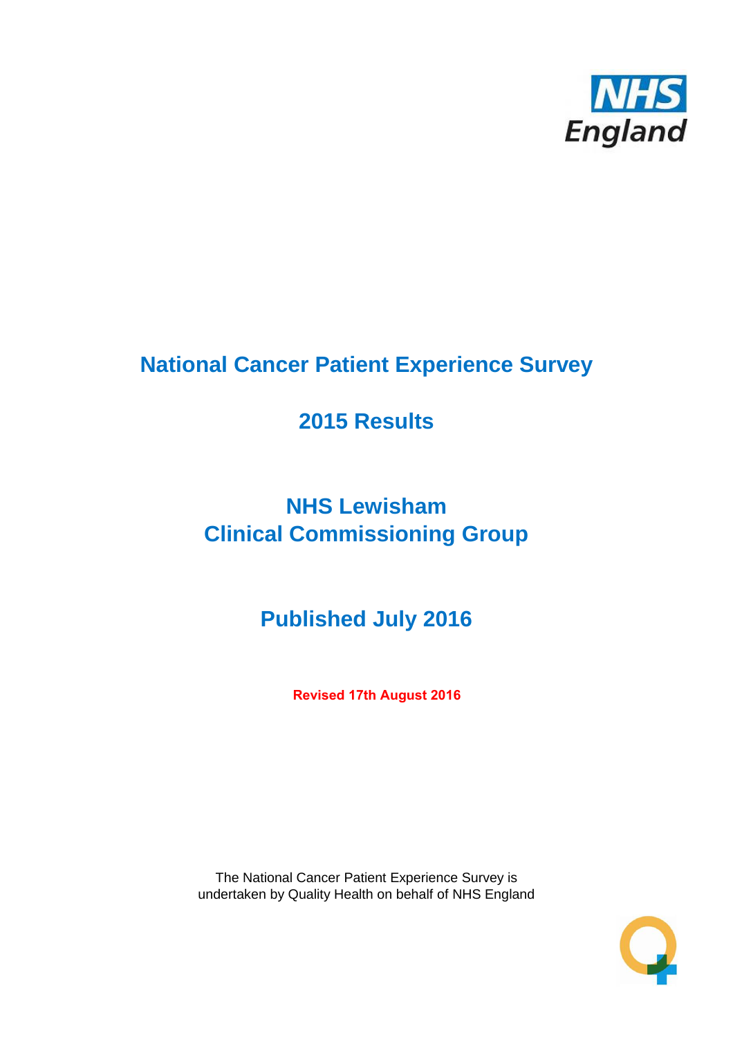NHS England

# National Cancer Patient Experience Survey

## 2015 Results

## NHS Lewisham Clinical Commissioning Group

## Published July 2016

**Revised 17th August 2016**

The National Cancer Patient Experience Survey is undertaken by Quality Health on behalf of NHS England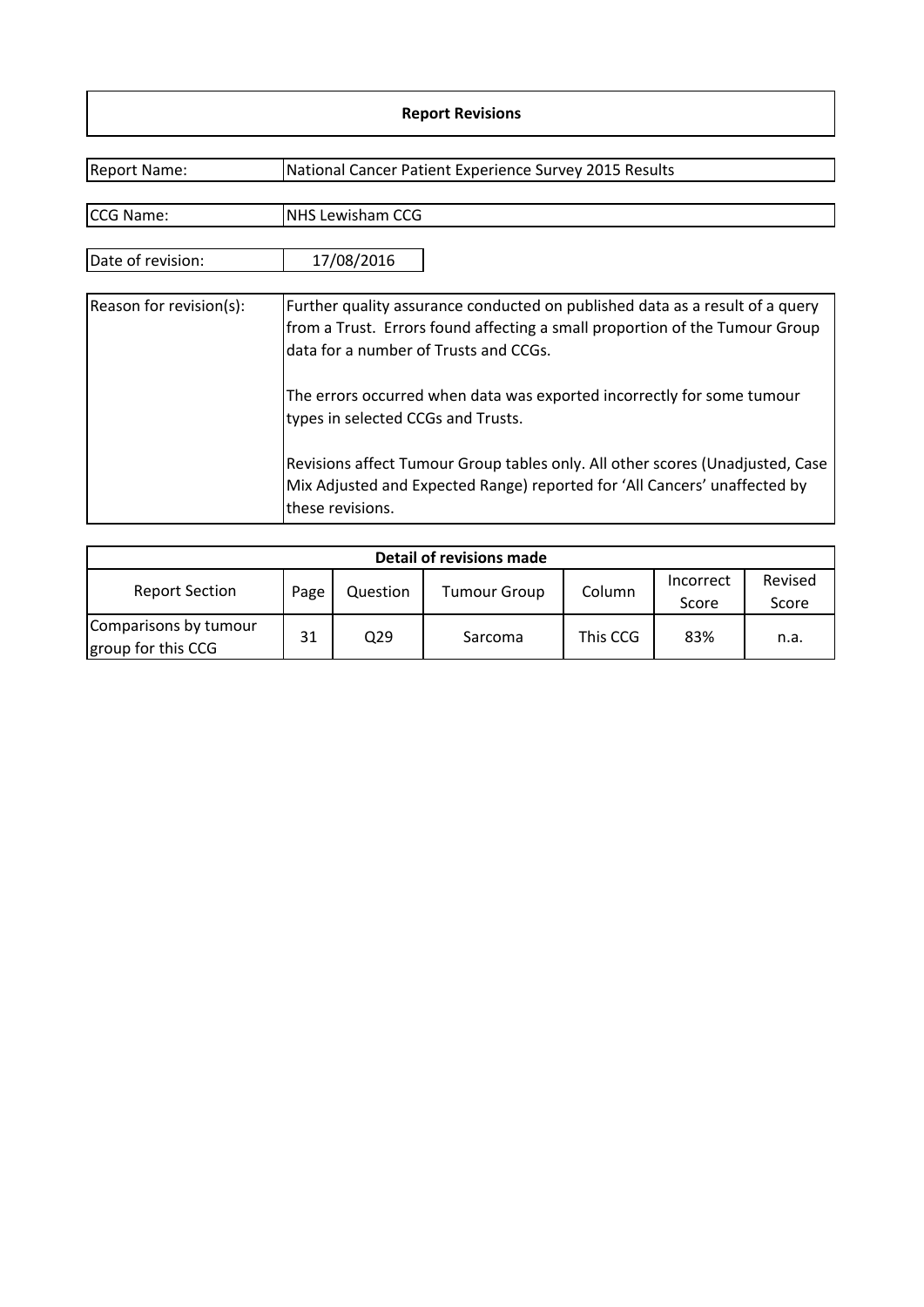# Report Revisions

| | |
|---|---|
| Report Name: | National Cancer Patient Experience Survey 2015 Results |

| | |
|---|---|
| CCG Name: | NHS Lewisham CCG |

| | |
|---|---|
| Date of revision: | 17/08/2016 |

| | |
|---|---|
| Reason for revision(s): | Further quality assurance conducted on published data as a result of a query from a Trust. Errors found affecting a small proportion of the Tumour Group data for a number of Trusts and CCGs.<br><br>The errors occurred when data was exported incorrectly for some tumour types in selected CCGs and Trusts.<br><br>Revisions affect Tumour Group tables only. All other scores (Unadjusted, Case Mix Adjusted and Expected Range) reported for 'All Cancers' unaffected by these revisions. |

**Detail of revisions made**

| Report Section | Page | Question | Tumour Group | Column | Incorrect Score | Revised Score |
|---|---|---|---|---|---|---|
| Comparisons by tumour group for this CCG | 31 | Q29 | Sarcoma | This CCG | 83% | n.a. |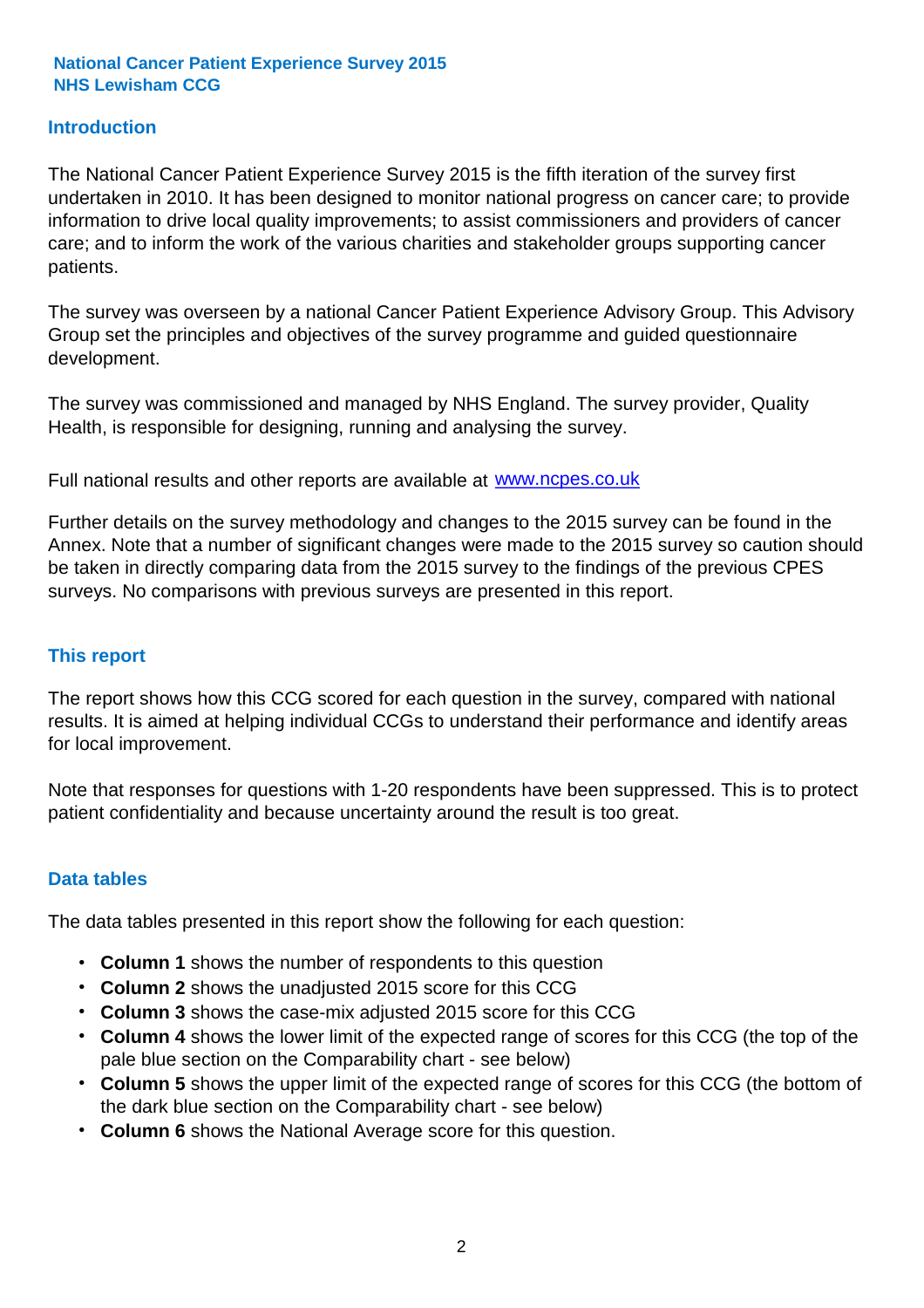**National Cancer Patient Experience Survey 2015**
**NHS Lewisham CCG**

## Introduction

The National Cancer Patient Experience Survey 2015 is the fifth iteration of the survey first undertaken in 2010. It has been designed to monitor national progress on cancer care; to provide information to drive local quality improvements; to assist commissioners and providers of cancer care; and to inform the work of the various charities and stakeholder groups supporting cancer patients.

The survey was overseen by a national Cancer Patient Experience Advisory Group. This Advisory Group set the principles and objectives of the survey programme and guided questionnaire development.

The survey was commissioned and managed by NHS England. The survey provider, Quality Health, is responsible for designing, running and analysing the survey.

Full national results and other reports are available at www.ncpes.co.uk

Further details on the survey methodology and changes to the 2015 survey can be found in the Annex. Note that a number of significant changes were made to the 2015 survey so caution should be taken in directly comparing data from the 2015 survey to the findings of the previous CPES surveys. No comparisons with previous surveys are presented in this report.

## This report

The report shows how this CCG scored for each question in the survey, compared with national results. It is aimed at helping individual CCGs to understand their performance and identify areas for local improvement.

Note that responses for questions with 1-20 respondents have been suppressed. This is to protect patient confidentiality and because uncertainty around the result is too great.

## Data tables

The data tables presented in this report show the following for each question:

- **Column 1** shows the number of respondents to this question
- **Column 2** shows the unadjusted 2015 score for this CCG
- **Column 3** shows the case-mix adjusted 2015 score for this CCG
- **Column 4** shows the lower limit of the expected range of scores for this CCG (the top of the pale blue section on the Comparability chart - see below)
- **Column 5** shows the upper limit of the expected range of scores for this CCG (the bottom of the dark blue section on the Comparability chart - see below)
- **Column 6** shows the National Average score for this question.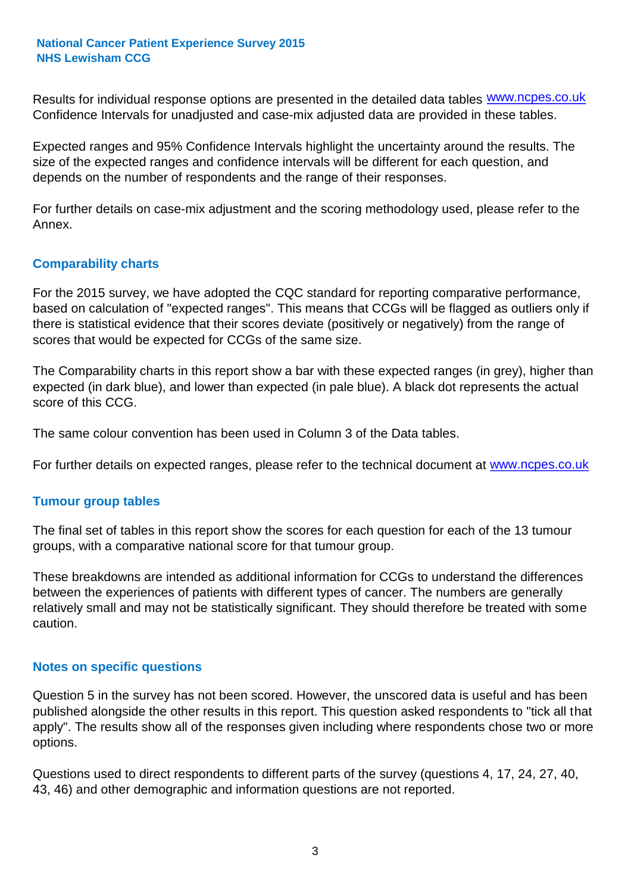Results for individual response options are presented in the detailed data tables www.ncpes.co.uk Confidence Intervals for unadjusted and case-mix adjusted data are provided in these tables.

Expected ranges and 95% Confidence Intervals highlight the uncertainty around the results. The size of the expected ranges and confidence intervals will be different for each question, and depends on the number of respondents and the range of their responses.

For further details on case-mix adjustment and the scoring methodology used, please refer to the Annex.

## Comparability charts

For the 2015 survey, we have adopted the CQC standard for reporting comparative performance, based on calculation of "expected ranges". This means that CCGs will be flagged as outliers only if there is statistical evidence that their scores deviate (positively or negatively) from the range of scores that would be expected for CCGs of the same size.

The Comparability charts in this report show a bar with these expected ranges (in grey), higher than expected (in dark blue), and lower than expected (in pale blue). A black dot represents the actual score of this CCG.

The same colour convention has been used in Column 3 of the Data tables.

For further details on expected ranges, please refer to the technical document at www.ncpes.co.uk

## Tumour group tables

The final set of tables in this report show the scores for each question for each of the 13 tumour groups, with a comparative national score for that tumour group.

These breakdowns are intended as additional information for CCGs to understand the differences between the experiences of patients with different types of cancer. The numbers are generally relatively small and may not be statistically significant. They should therefore be treated with some caution.

## Notes on specific questions

Question 5 in the survey has not been scored. However, the unscored data is useful and has been published alongside the other results in this report. This question asked respondents to "tick all that apply". The results show all of the responses given including where respondents chose two or more options.

Questions used to direct respondents to different parts of the survey (questions 4, 17, 24, 27, 40, 43, 46) and other demographic and information questions are not reported.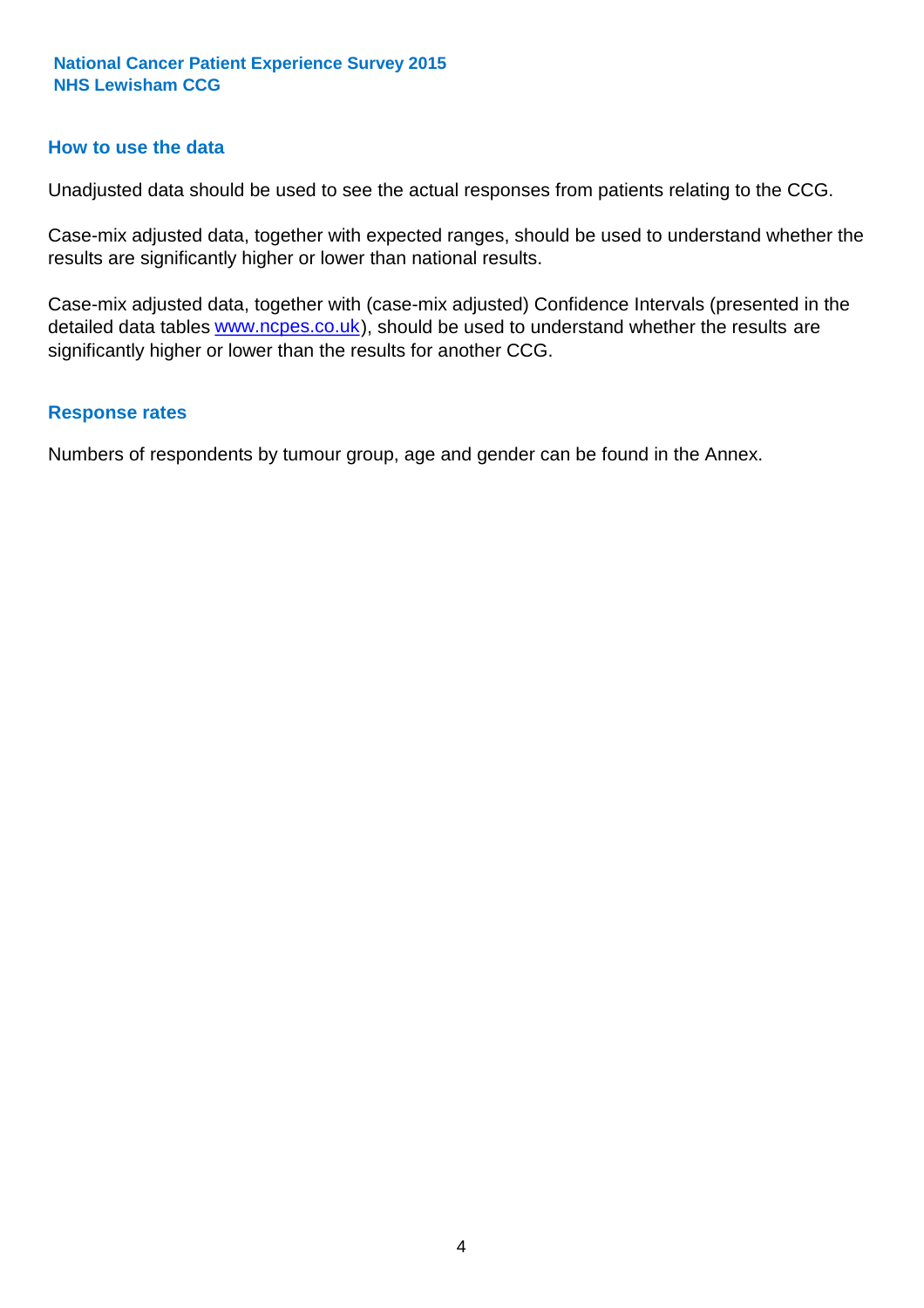## How to use the data

Unadjusted data should be used to see the actual responses from patients relating to the CCG.

Case-mix adjusted data, together with expected ranges, should be used to understand whether the results are significantly higher or lower than national results.

Case-mix adjusted data, together with (case-mix adjusted) Confidence Intervals (presented in the detailed data tables www.ncpes.co.uk), should be used to understand whether the results are significantly higher or lower than the results for another CCG.

## Response rates

Numbers of respondents by tumour group, age and gender can be found in the Annex.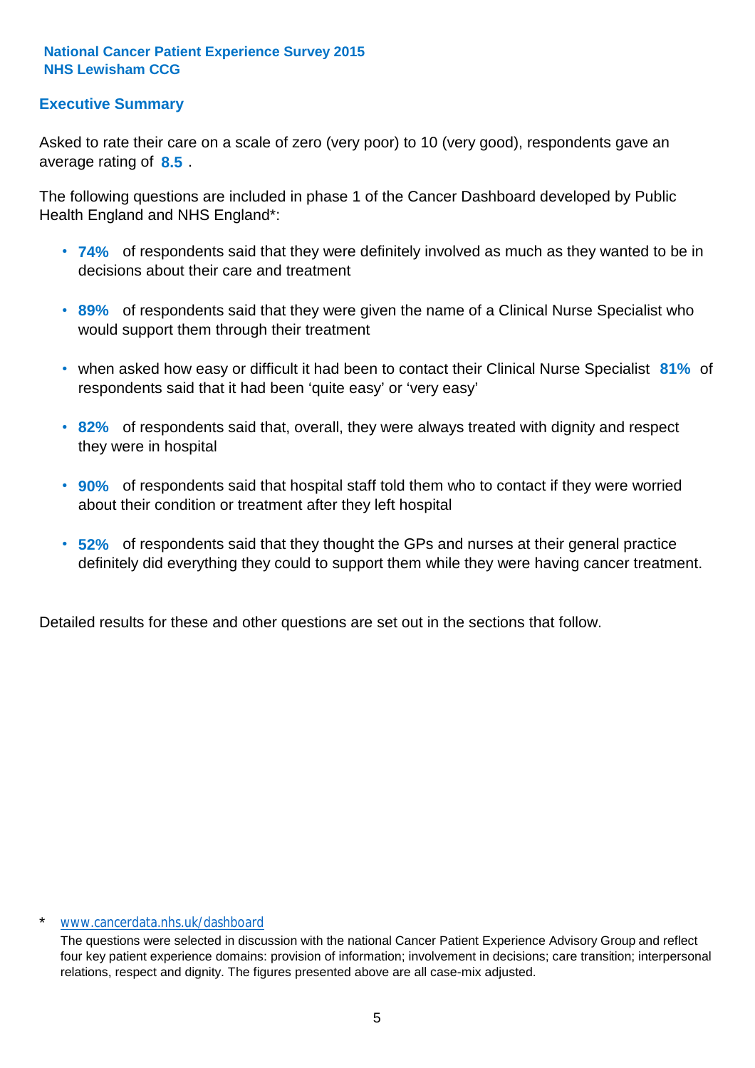**National Cancer Patient Experience Survey 2015**
**NHS Lewisham CCG**

## Executive Summary

Asked to rate their care on a scale of zero (very poor) to 10 (very good), respondents gave an average rating of **8.5** .

The following questions are included in phase 1 of the Cancer Dashboard developed by Public Health England and NHS England*:

- **74%** of respondents said that they were definitely involved as much as they wanted to be in decisions about their care and treatment
- **89%** of respondents said that they were given the name of a Clinical Nurse Specialist who would support them through their treatment
- when asked how easy or difficult it had been to contact their Clinical Nurse Specialist **81%** of respondents said that it had been 'quite easy' or 'very easy'
- **82%** of respondents said that, overall, they were always treated with dignity and respect they were in hospital
- **90%** of respondents said that hospital staff told them who to contact if they were worried about their condition or treatment after they left hospital
- **52%** of respondents said that they thought the GPs and nurses at their general practice definitely did everything they could to support them while they were having cancer treatment.

Detailed results for these and other questions are set out in the sections that follow.

\* www.cancerdata.nhs.uk/dashboard

The questions were selected in discussion with the national Cancer Patient Experience Advisory Group and reflect four key patient experience domains: provision of information; involvement in decisions; care transition; interpersonal relations, respect and dignity. The figures presented above are all case-mix adjusted.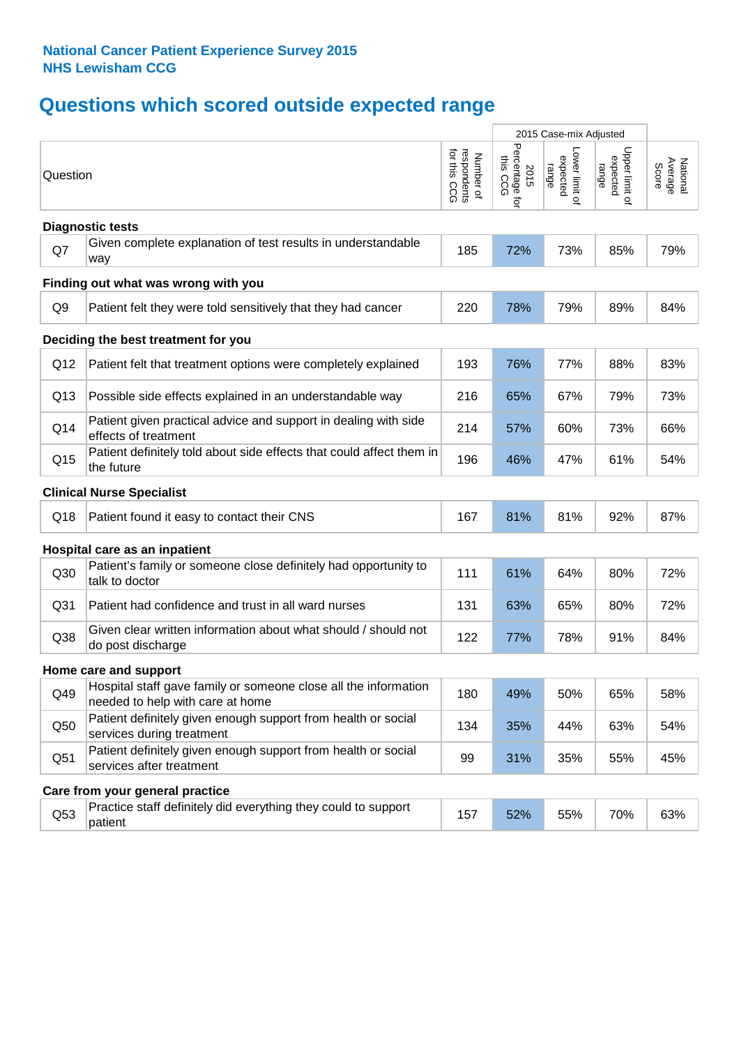**National Cancer Patient Experience Survey 2015**
**NHS Lewisham CCG**

# Questions which scored outside expected range

| | Question | Number of respondents for this CCG | 2015 Case-mix Adjusted: 2015 Percentage for this CCG | 2015 Case-mix Adjusted: Lower limit of expected range | 2015 Case-mix Adjusted: Upper limit of expected range | National Average Score |
|---|---|---|---|---|---|---|
| **Diagnostic tests** | | | | | | |
| Q7 | Given complete explanation of test results in understandable way | 185 | 72% | 73% | 85% | 79% |
| **Finding out what was wrong with you** | | | | | | |
| Q9 | Patient felt they were told sensitively that they had cancer | 220 | 78% | 79% | 89% | 84% |
| **Deciding the best treatment for you** | | | | | | |
| Q12 | Patient felt that treatment options were completely explained | 193 | 76% | 77% | 88% | 83% |
| Q13 | Possible side effects explained in an understandable way | 216 | 65% | 67% | 79% | 73% |
| Q14 | Patient given practical advice and support in dealing with side effects of treatment | 214 | 57% | 60% | 73% | 66% |
| Q15 | Patient definitely told about side effects that could affect them in the future | 196 | 46% | 47% | 61% | 54% |
| **Clinical Nurse Specialist** | | | | | | |
| Q18 | Patient found it easy to contact their CNS | 167 | 81% | 81% | 92% | 87% |
| **Hospital care as an inpatient** | | | | | | |
| Q30 | Patient's family or someone close definitely had opportunity to talk to doctor | 111 | 61% | 64% | 80% | 72% |
| Q31 | Patient had confidence and trust in all ward nurses | 131 | 63% | 65% | 80% | 72% |
| Q38 | Given clear written information about what should / should not do post discharge | 122 | 77% | 78% | 91% | 84% |
| **Home care and support** | | | | | | |
| Q49 | Hospital staff gave family or someone close all the information needed to help with care at home | 180 | 49% | 50% | 65% | 58% |
| Q50 | Patient definitely given enough support from health or social services during treatment | 134 | 35% | 44% | 63% | 54% |
| Q51 | Patient definitely given enough support from health or social services after treatment | 99 | 31% | 35% | 55% | 45% |
| **Care from your general practice** | | | | | | |
| Q53 | Practice staff definitely did everything they could to support patient | 157 | 52% | 55% | 70% | 63% |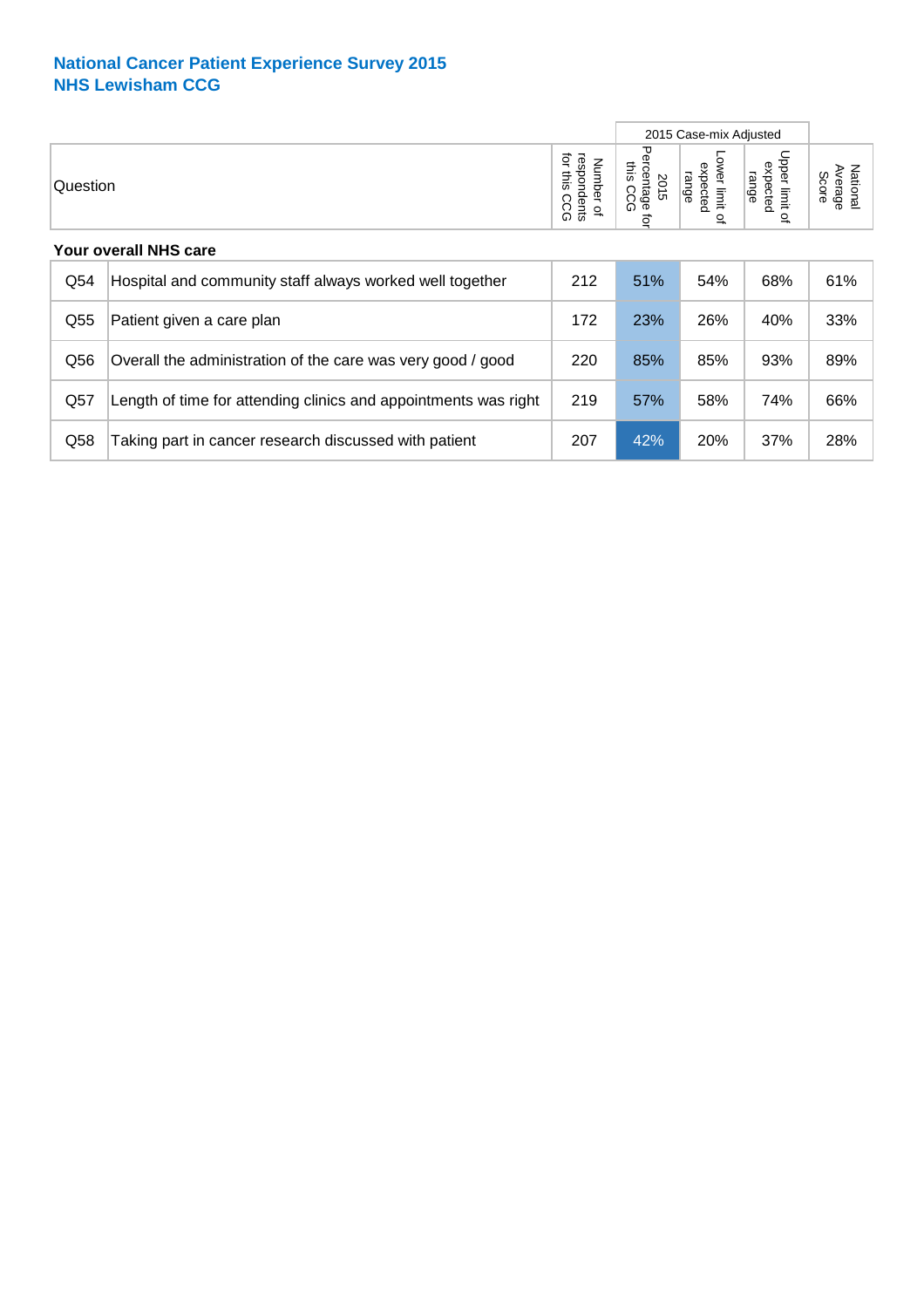## National Cancer Patient Experience Survey 2015
## NHS Lewisham CCG

| Question | | Number of respondents for this CCG | 2015 Case-mix Adjusted: 2015 Percentage for this CCG | 2015 Case-mix Adjusted: Lower limit of expected range | 2015 Case-mix Adjusted: Upper limit of expected range | National Average Score |
|---|---|---|---|---|---|---|
| **Your overall NHS care** | | | | | | |
| Q54 | Hospital and community staff always worked well together | 212 | 51% | 54% | 68% | 61% |
| Q55 | Patient given a care plan | 172 | 23% | 26% | 40% | 33% |
| Q56 | Overall the administration of the care was very good / good | 220 | 85% | 85% | 93% | 89% |
| Q57 | Length of time for attending clinics and appointments was right | 219 | 57% | 58% | 74% | 66% |
| Q58 | Taking part in cancer research discussed with patient | 207 | 42% | 20% | 37% | 28% |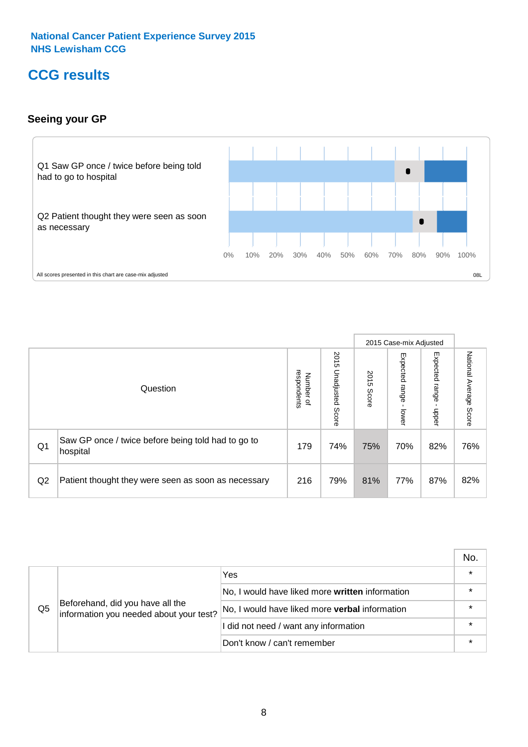National Cancer Patient Experience Survey 2015
NHS Lewisham CCG

# CCG results

## Seeing your GP

Q1 Saw GP once / twice before being told had to go to hospital

Q2 Patient thought they were seen as soon as necessary

0% 10% 20% 30% 40% 50% 60% 70% 80% 90% 100%

All scores presented in this chart are case-mix adjusted

08L

| | Question | Number of respondents | 2015 Unadjusted Score | 2015 Case-mix Adjusted: 2015 Score | 2015 Case-mix Adjusted: Expected range - lower | 2015 Case-mix Adjusted: Expected range - upper | National Average Score |
|---|---|---|---|---|---|---|---|
| Q1 | Saw GP once / twice before being told had to go to hospital | 179 | 74% | 75% | 70% | 82% | 76% |
| Q2 | Patient thought they were seen as soon as necessary | 216 | 79% | 81% | 77% | 87% | 82% |

| | | | No. |
|---|---|---|---|
| Q5 | Beforehand, did you have all the information you needed about your test? | Yes | * |
| | | No, I would have liked more **written** information | * |
| | | No, I would have liked more **verbal** information | * |
| | | I did not need / want any information | * |
| | | Don't know / can't remember | * |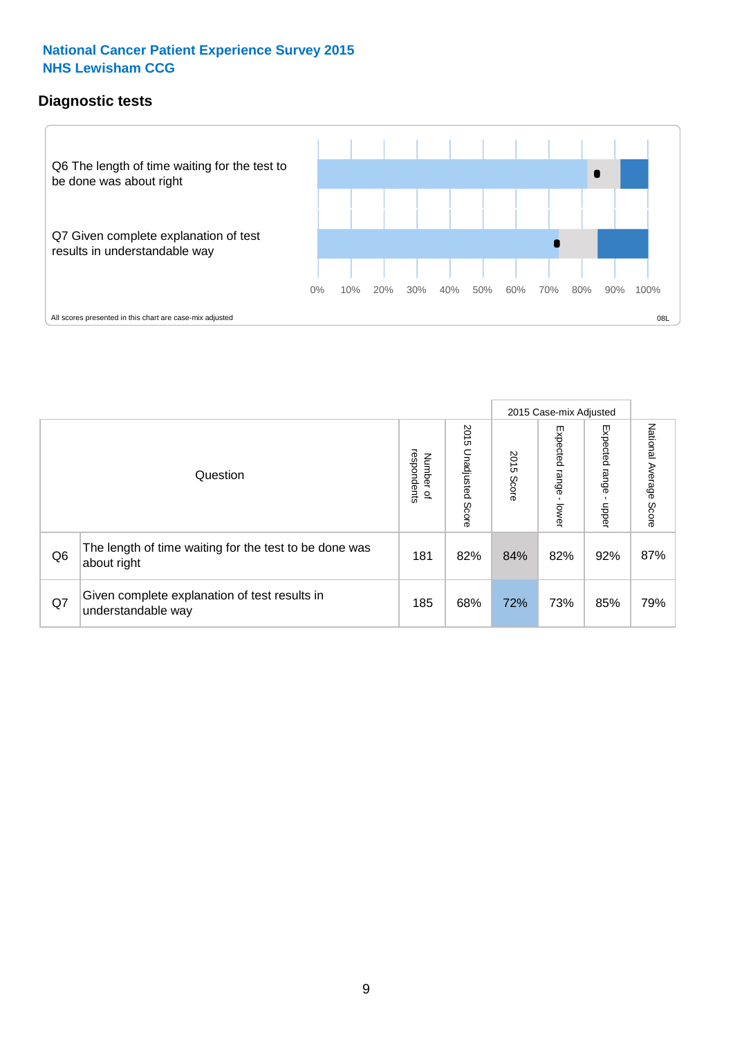National Cancer Patient Experience Survey 2015
NHS Lewisham CCG

## Diagnostic tests

Q6 The length of time waiting for the test to be done was about right

Q7 Given complete explanation of test results in understandable way

0% 10% 20% 30% 40% 50% 60% 70% 80% 90% 100%

All scores presented in this chart are case-mix adjusted

08L

| | Question | Number of respondents | 2015 Unadjusted Score | 2015 Case-mix Adjusted: 2015 Score | 2015 Case-mix Adjusted: Expected range - lower | 2015 Case-mix Adjusted: Expected range - upper | National Average Score |
|---|---|---|---|---|---|---|---|
| Q6 | The length of time waiting for the test to be done was about right | 181 | 82% | 84% | 82% | 92% | 87% |
| Q7 | Given complete explanation of test results in understandable way | 185 | 68% | 72% | 73% | 85% | 79% |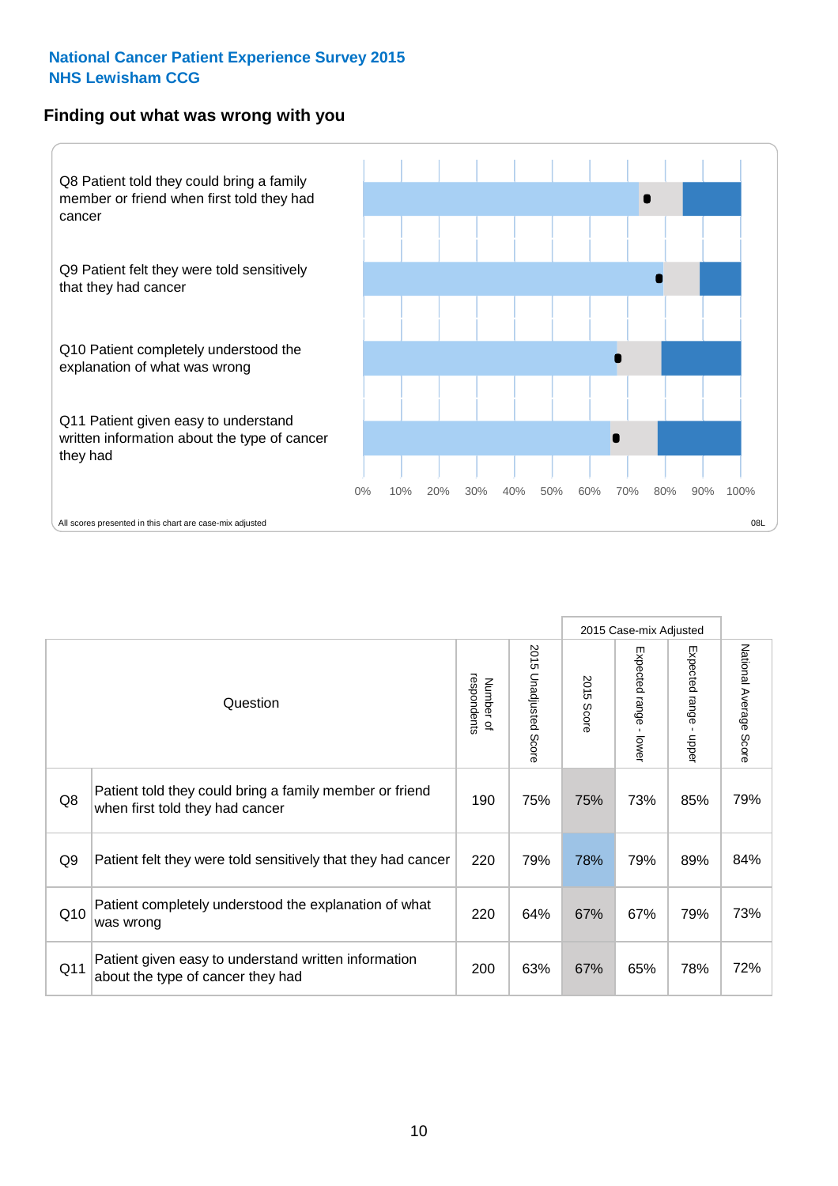National Cancer Patient Experience Survey 2015
NHS Lewisham CCG

## Finding out what was wrong with you

Q8 Patient told they could bring a family member or friend when first told they had cancer

Q9 Patient felt they were told sensitively that they had cancer

Q10 Patient completely understood the explanation of what was wrong

Q11 Patient given easy to understand written information about the type of cancer they had

0% 10% 20% 30% 40% 50% 60% 70% 80% 90% 100%

All scores presented in this chart are case-mix adjusted

08L

| | Question | Number of respondents | 2015 Unadjusted Score | 2015 Case-mix Adjusted | | | National Average Score |
|---|---|---|---|---|---|---|---|
| | | | | 2015 Score | Expected range - lower | Expected range - upper | |
| Q8 | Patient told they could bring a family member or friend when first told they had cancer | 190 | 75% | 75% | 73% | 85% | 79% |
| Q9 | Patient felt they were told sensitively that they had cancer | 220 | 79% | 78% | 79% | 89% | 84% |
| Q10 | Patient completely understood the explanation of what was wrong | 220 | 64% | 67% | 67% | 79% | 73% |
| Q11 | Patient given easy to understand written information about the type of cancer they had | 200 | 63% | 67% | 65% | 78% | 72% |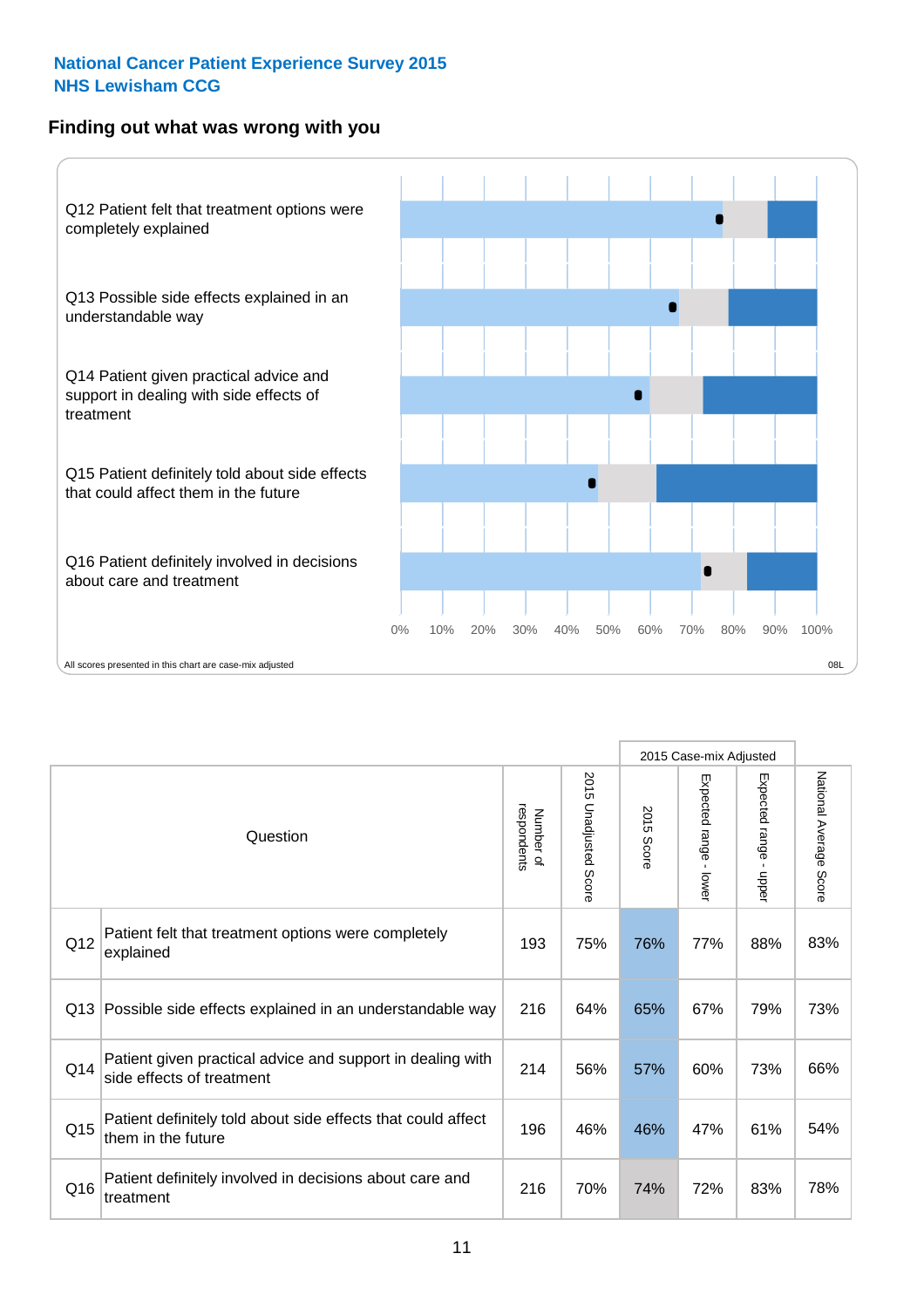**National Cancer Patient Experience Survey 2015**
**NHS Lewisham CCG**

## Finding out what was wrong with you

Q12 Patient felt that treatment options were completely explained

Q13 Possible side effects explained in an understandable way

Q14 Patient given practical advice and support in dealing with side effects of treatment

Q15 Patient definitely told about side effects that could affect them in the future

Q16 Patient definitely involved in decisions about care and treatment

0% 10% 20% 30% 40% 50% 60% 70% 80% 90% 100%

All scores presented in this chart are case-mix adjusted

08L

| | Question | Number of respondents | 2015 Unadjusted Score | 2015 Case-mix Adjusted: 2015 Score | 2015 Case-mix Adjusted: Expected range - lower | 2015 Case-mix Adjusted: Expected range - upper | National Average Score |
|---|---|---|---|---|---|---|---|
| Q12 | Patient felt that treatment options were completely explained | 193 | 75% | 76% | 77% | 88% | 83% |
| Q13 | Possible side effects explained in an understandable way | 216 | 64% | 65% | 67% | 79% | 73% |
| Q14 | Patient given practical advice and support in dealing with side effects of treatment | 214 | 56% | 57% | 60% | 73% | 66% |
| Q15 | Patient definitely told about side effects that could affect them in the future | 196 | 46% | 46% | 47% | 61% | 54% |
| Q16 | Patient definitely involved in decisions about care and treatment | 216 | 70% | 74% | 72% | 83% | 78% |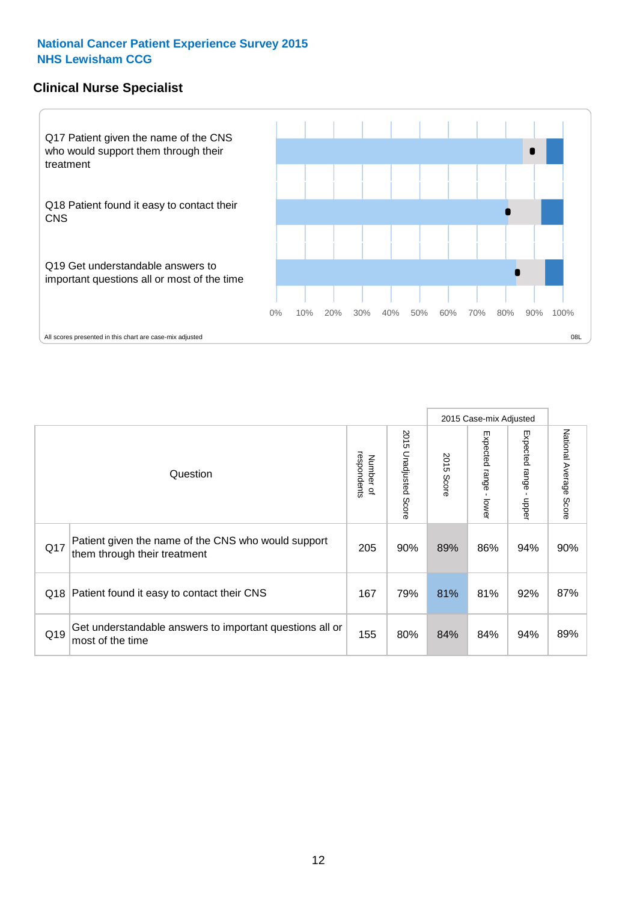**National Cancer Patient Experience Survey 2015**
**NHS Lewisham CCG**

## Clinical Nurse Specialist

Q17 Patient given the name of the CNS who would support them through their treatment

Q18 Patient found it easy to contact their CNS

Q19 Get understandable answers to important questions all or most of the time

0% 10% 20% 30% 40% 50% 60% 70% 80% 90% 100%

All scores presented in this chart are case-mix adjusted

08L

| Question | | Number of respondents | 2015 Unadjusted Score | 2015 Case-mix Adjusted: 2015 Score | 2015 Case-mix Adjusted: Expected range - lower | 2015 Case-mix Adjusted: Expected range - upper | National Average Score |
|---|---|---|---|---|---|---|---|
| Q17 | Patient given the name of the CNS who would support them through their treatment | 205 | 90% | 89% | 86% | 94% | 90% |
| Q18 | Patient found it easy to contact their CNS | 167 | 79% | 81% | 81% | 92% | 87% |
| Q19 | Get understandable answers to important questions all or most of the time | 155 | 80% | 84% | 84% | 94% | 89% |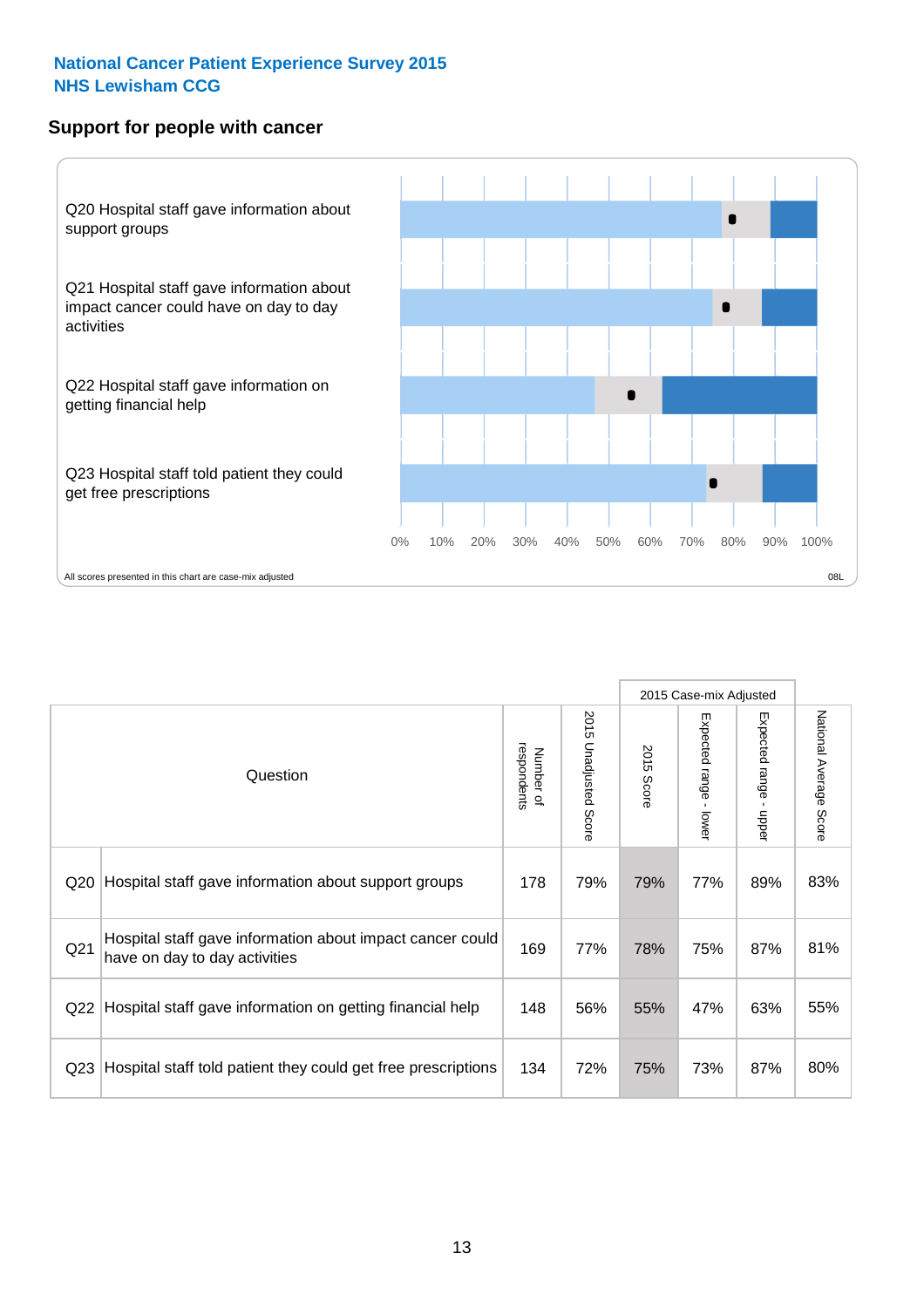**National Cancer Patient Experience Survey 2015**
**NHS Lewisham CCG**

## Support for people with cancer

Q20 Hospital staff gave information about support groups

Q21 Hospital staff gave information about impact cancer could have on day to day activities

Q22 Hospital staff gave information on getting financial help

Q23 Hospital staff told patient they could get free prescriptions

0% 10% 20% 30% 40% 50% 60% 70% 80% 90% 100%

All scores presented in this chart are case-mix adjusted

08L

| Question | | Number of respondents | 2015 Unadjusted Score | 2015 Case-mix Adjusted | | | National Average Score |
|---|---|---|---|---|---|---|---|
| | | | | 2015 Score | Expected range - lower | Expected range - upper | |
| Q20 | Hospital staff gave information about support groups | 178 | 79% | 79% | 77% | 89% | 83% |
| Q21 | Hospital staff gave information about impact cancer could have on day to day activities | 169 | 77% | 78% | 75% | 87% | 81% |
| Q22 | Hospital staff gave information on getting financial help | 148 | 56% | 55% | 47% | 63% | 55% |
| Q23 | Hospital staff told patient they could get free prescriptions | 134 | 72% | 75% | 73% | 87% | 80% |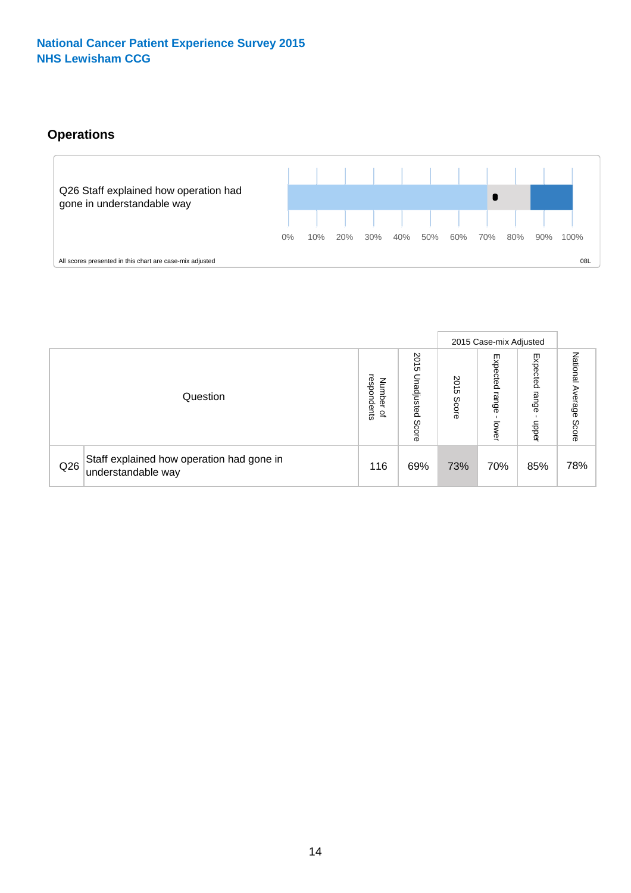National Cancer Patient Experience Survey 2015
NHS Lewisham CCG

## Operations

Q26 Staff explained how operation had gone in understandable way

0% 10% 20% 30% 40% 50% 60% 70% 80% 90% 100%

All scores presented in this chart are case-mix adjusted

08L

| Question | | Number of respondents | 2015 Unadjusted Score | 2015 Case-mix Adjusted | | | National Average Score |
|---|---|---|---|---|---|---|---|
| | | | | 2015 Score | Expected range - lower | Expected range - upper | |
| Q26 | Staff explained how operation had gone in understandable way | 116 | 69% | 73% | 70% | 85% | 78% |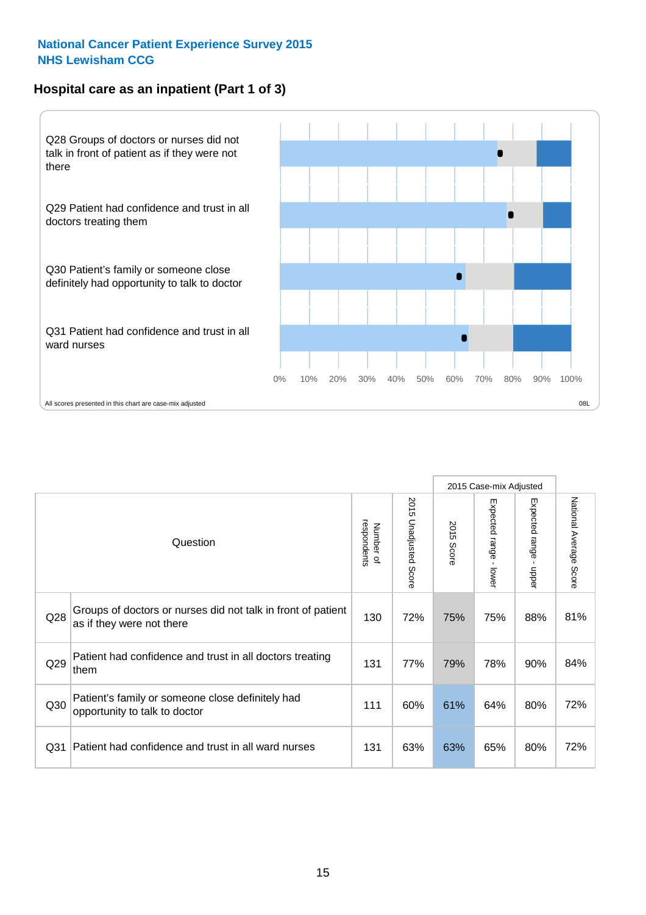**National Cancer Patient Experience Survey 2015**
**NHS Lewisham CCG**

## Hospital care as an inpatient (Part 1 of 3)

Q28 Groups of doctors or nurses did not talk in front of patient as if they were not there

Q29 Patient had confidence and trust in all doctors treating them

Q30 Patient's family or someone close definitely had opportunity to talk to doctor

Q31 Patient had confidence and trust in all ward nurses

0% 10% 20% 30% 40% 50% 60% 70% 80% 90% 100%

All scores presented in this chart are case-mix adjusted

08L

| | Question | Number of respondents | 2015 Unadjusted Score | 2015 Case-mix Adjusted | | | National Average Score |
|---|---|---|---|---|---|---|---|
| | | | | 2015 Score | Expected range - lower | Expected range - upper | |
| Q28 | Groups of doctors or nurses did not talk in front of patient as if they were not there | 130 | 72% | 75% | 75% | 88% | 81% |
| Q29 | Patient had confidence and trust in all doctors treating them | 131 | 77% | 79% | 78% | 90% | 84% |
| Q30 | Patient's family or someone close definitely had opportunity to talk to doctor | 111 | 60% | 61% | 64% | 80% | 72% |
| Q31 | Patient had confidence and trust in all ward nurses | 131 | 63% | 63% | 65% | 80% | 72% |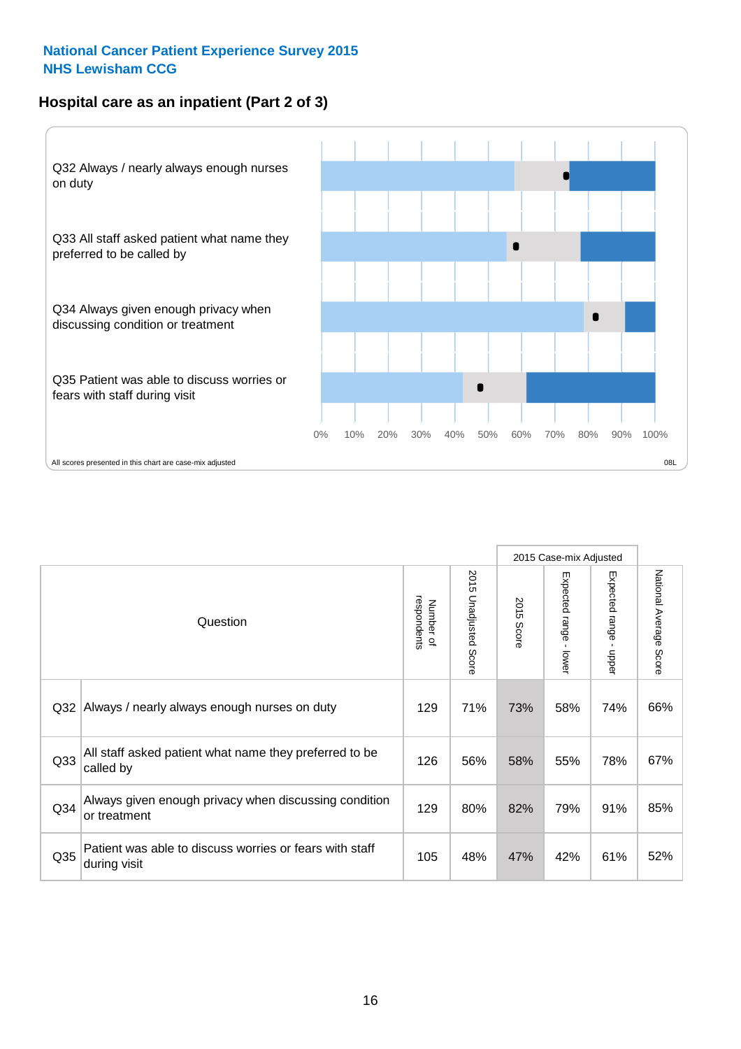National Cancer Patient Experience Survey 2015
NHS Lewisham CCG

## Hospital care as an inpatient (Part 2 of 3)

Q32 Always / nearly always enough nurses on duty

Q33 All staff asked patient what name they preferred to be called by

Q34 Always given enough privacy when discussing condition or treatment

Q35 Patient was able to discuss worries or fears with staff during visit

0% 10% 20% 30% 40% 50% 60% 70% 80% 90% 100%

All scores presented in this chart are case-mix adjusted

08L

| Question | | Number of respondents | 2015 Unadjusted Score | 2015 Case-mix Adjusted 2015 Score | 2015 Case-mix Adjusted Expected range - lower | 2015 Case-mix Adjusted Expected range - upper | National Average Score |
|---|---|---|---|---|---|---|---|
| Q32 | Always / nearly always enough nurses on duty | 129 | 71% | 73% | 58% | 74% | 66% |
| Q33 | All staff asked patient what name they preferred to be called by | 126 | 56% | 58% | 55% | 78% | 67% |
| Q34 | Always given enough privacy when discussing condition or treatment | 129 | 80% | 82% | 79% | 91% | 85% |
| Q35 | Patient was able to discuss worries or fears with staff during visit | 105 | 48% | 47% | 42% | 61% | 52% |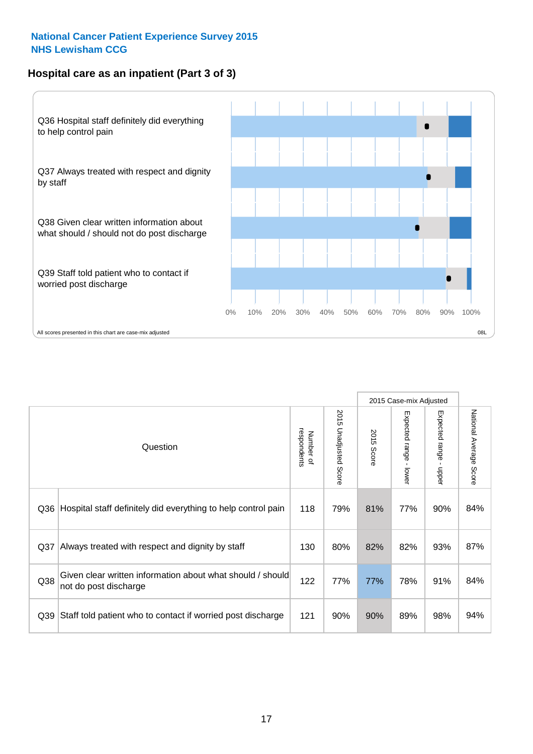**National Cancer Patient Experience Survey 2015**
**NHS Lewisham CCG**

### Hospital care as an inpatient (Part 3 of 3)

Q36 Hospital staff definitely did everything to help control pain

Q37 Always treated with respect and dignity by staff

Q38 Given clear written information about what should / should not do post discharge

Q39 Staff told patient who to contact if worried post discharge

0% 10% 20% 30% 40% 50% 60% 70% 80% 90% 100%

All scores presented in this chart are case-mix adjusted

08L

| Question | | Number of respondents | 2015 Unadjusted Score | 2015 Case-mix Adjusted | | | National Average Score |
|---|---|---|---|---|---|---|---|
| | | | | 2015 Score | Expected range - lower | Expected range - upper | |
| Q36 | Hospital staff definitely did everything to help control pain | 118 | 79% | 81% | 77% | 90% | 84% |
| Q37 | Always treated with respect and dignity by staff | 130 | 80% | 82% | 82% | 93% | 87% |
| Q38 | Given clear written information about what should / should not do post discharge | 122 | 77% | 77% | 78% | 91% | 84% |
| Q39 | Staff told patient who to contact if worried post discharge | 121 | 90% | 90% | 89% | 98% | 94% |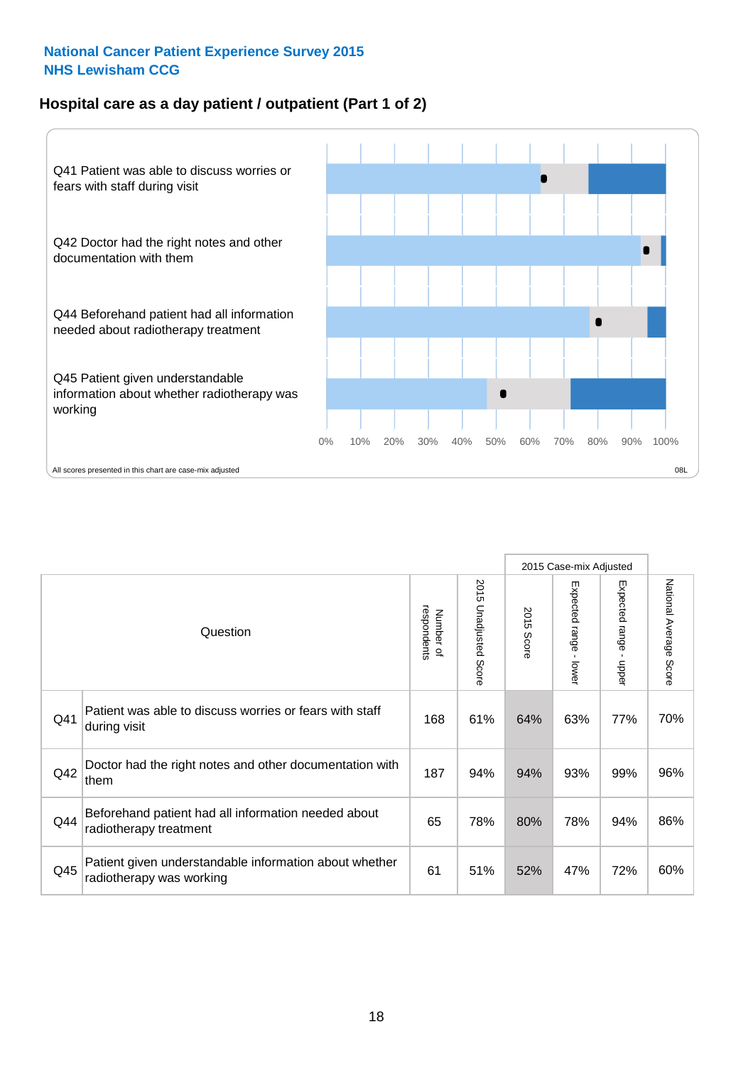**National Cancer Patient Experience Survey 2015**
**NHS Lewisham CCG**

## Hospital care as a day patient / outpatient (Part 1 of 2)

Q41 Patient was able to discuss worries or fears with staff during visit

Q42 Doctor had the right notes and other documentation with them

Q44 Beforehand patient had all information needed about radiotherapy treatment

Q45 Patient given understandable information about whether radiotherapy was working

0% 10% 20% 30% 40% 50% 60% 70% 80% 90% 100%

All scores presented in this chart are case-mix adjusted

08L

| | Question | Number of respondents | 2015 Unadjusted Score | 2015 Case-mix Adjusted | | | National Average Score |
|---|---|---|---|---|---|---|---|
| | | | | 2015 Score | Expected range - lower | Expected range - upper | |
| Q41 | Patient was able to discuss worries or fears with staff during visit | 168 | 61% | 64% | 63% | 77% | 70% |
| Q42 | Doctor had the right notes and other documentation with them | 187 | 94% | 94% | 93% | 99% | 96% |
| Q44 | Beforehand patient had all information needed about radiotherapy treatment | 65 | 78% | 80% | 78% | 94% | 86% |
| Q45 | Patient given understandable information about whether radiotherapy was working | 61 | 51% | 52% | 47% | 72% | 60% |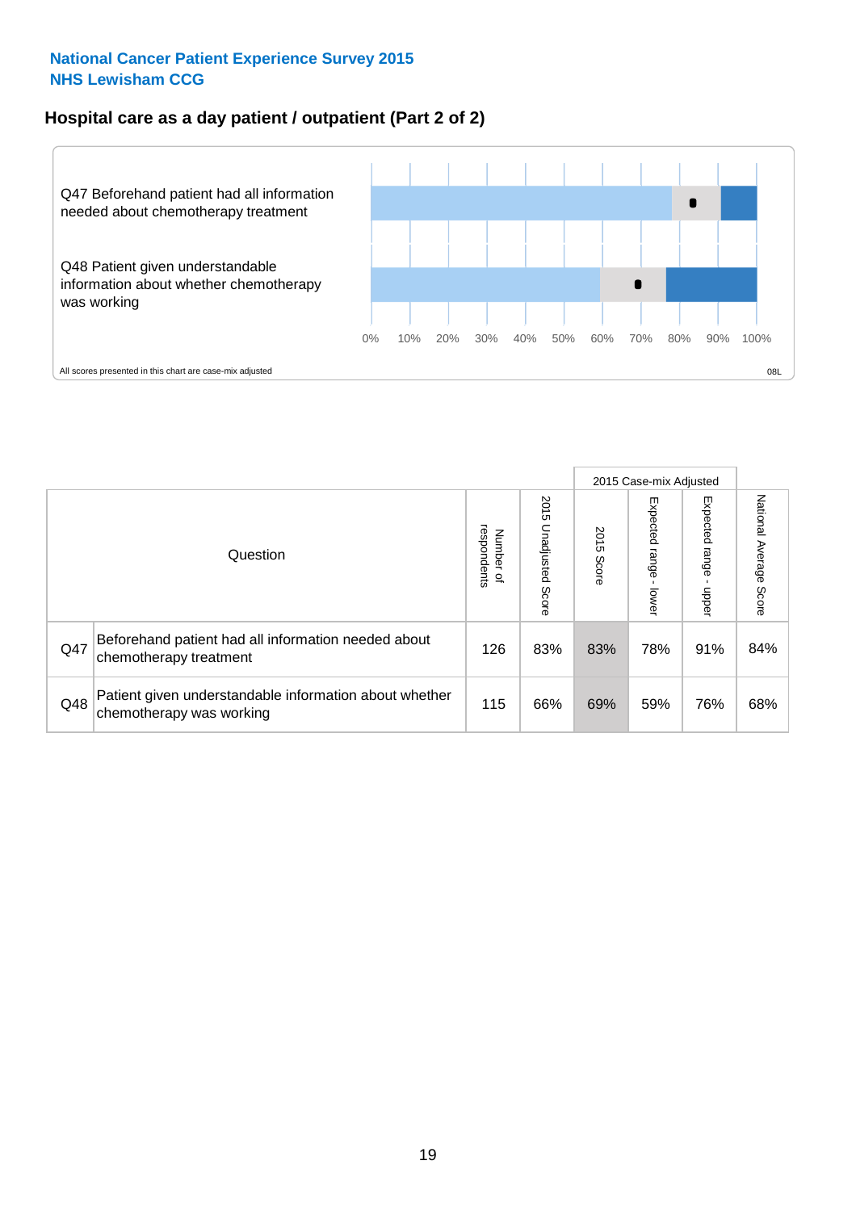## National Cancer Patient Experience Survey 2015
## NHS Lewisham CCG

### Hospital care as a day patient / outpatient (Part 2 of 2)

Q47 Beforehand patient had all information needed about chemotherapy treatment

Q48 Patient given understandable information about whether chemotherapy was working

0% 10% 20% 30% 40% 50% 60% 70% 80% 90% 100%

All scores presented in this chart are case-mix adjusted

08L

| Question | | Number of respondents | 2015 Unadjusted Score | 2015 Case-mix Adjusted: 2015 Score | 2015 Case-mix Adjusted: Expected range - lower | 2015 Case-mix Adjusted: Expected range - upper | National Average Score |
|---|---|---|---|---|---|---|---|
| Q47 | Beforehand patient had all information needed about chemotherapy treatment | 126 | 83% | 83% | 78% | 91% | 84% |
| Q48 | Patient given understandable information about whether chemotherapy was working | 115 | 66% | 69% | 59% | 76% | 68% |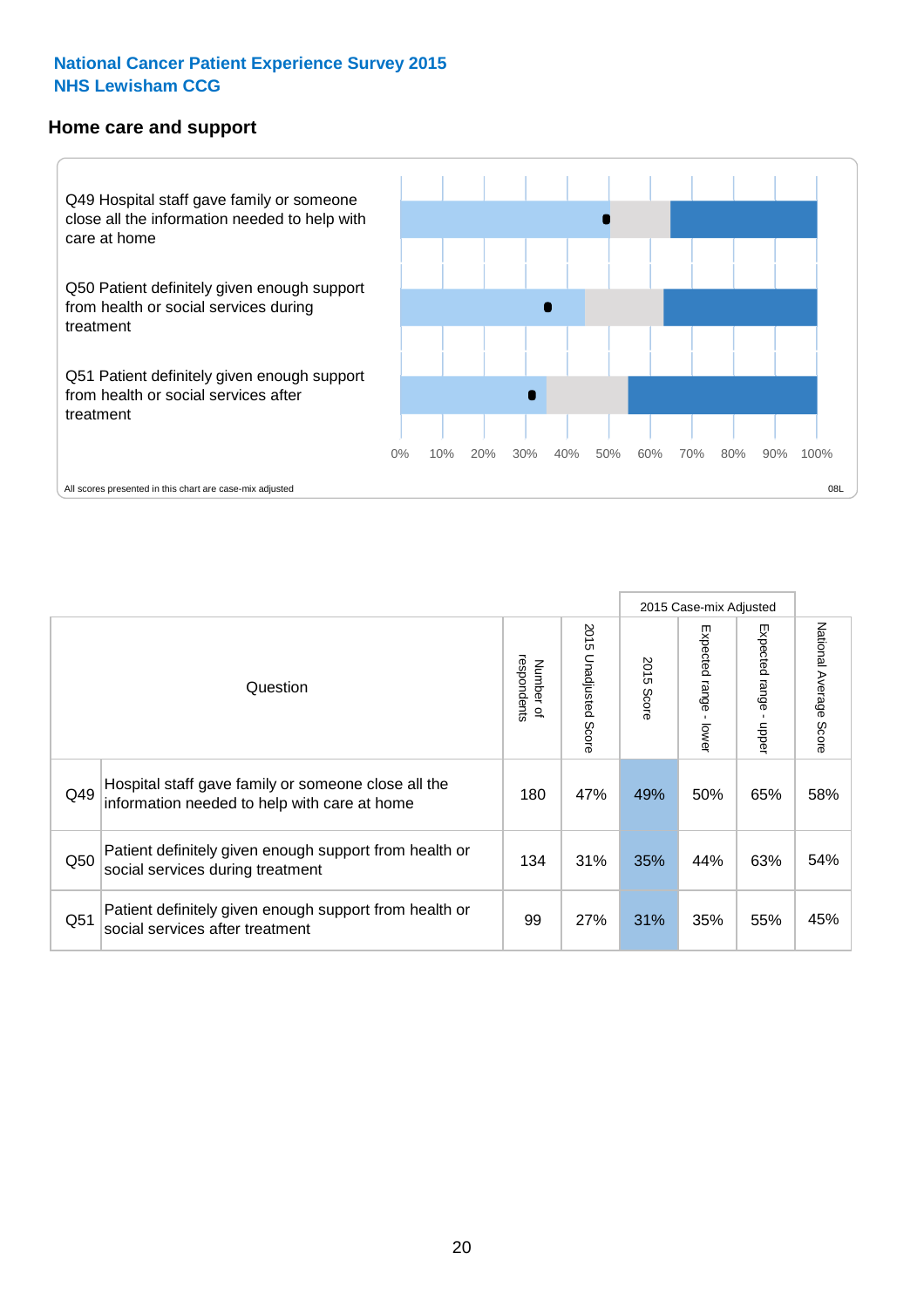**National Cancer Patient Experience Survey 2015**
**NHS Lewisham CCG**

## Home care and support

Q49 Hospital staff gave family or someone close all the information needed to help with care at home

Q50 Patient definitely given enough support from health or social services during treatment

Q51 Patient definitely given enough support from health or social services after treatment

0% 10% 20% 30% 40% 50% 60% 70% 80% 90% 100%

All scores presented in this chart are case-mix adjusted

08L

| | Question | Number of respondents | 2015 Unadjusted Score | 2015 Case-mix Adjusted | | | National Average Score |
|---|---|---|---|---|---|---|---|
| | | | | 2015 Score | Expected range - lower | Expected range - upper | |
| Q49 | Hospital staff gave family or someone close all the information needed to help with care at home | 180 | 47% | 49% | 50% | 65% | 58% |
| Q50 | Patient definitely given enough support from health or social services during treatment | 134 | 31% | 35% | 44% | 63% | 54% |
| Q51 | Patient definitely given enough support from health or social services after treatment | 99 | 27% | 31% | 35% | 55% | 45% |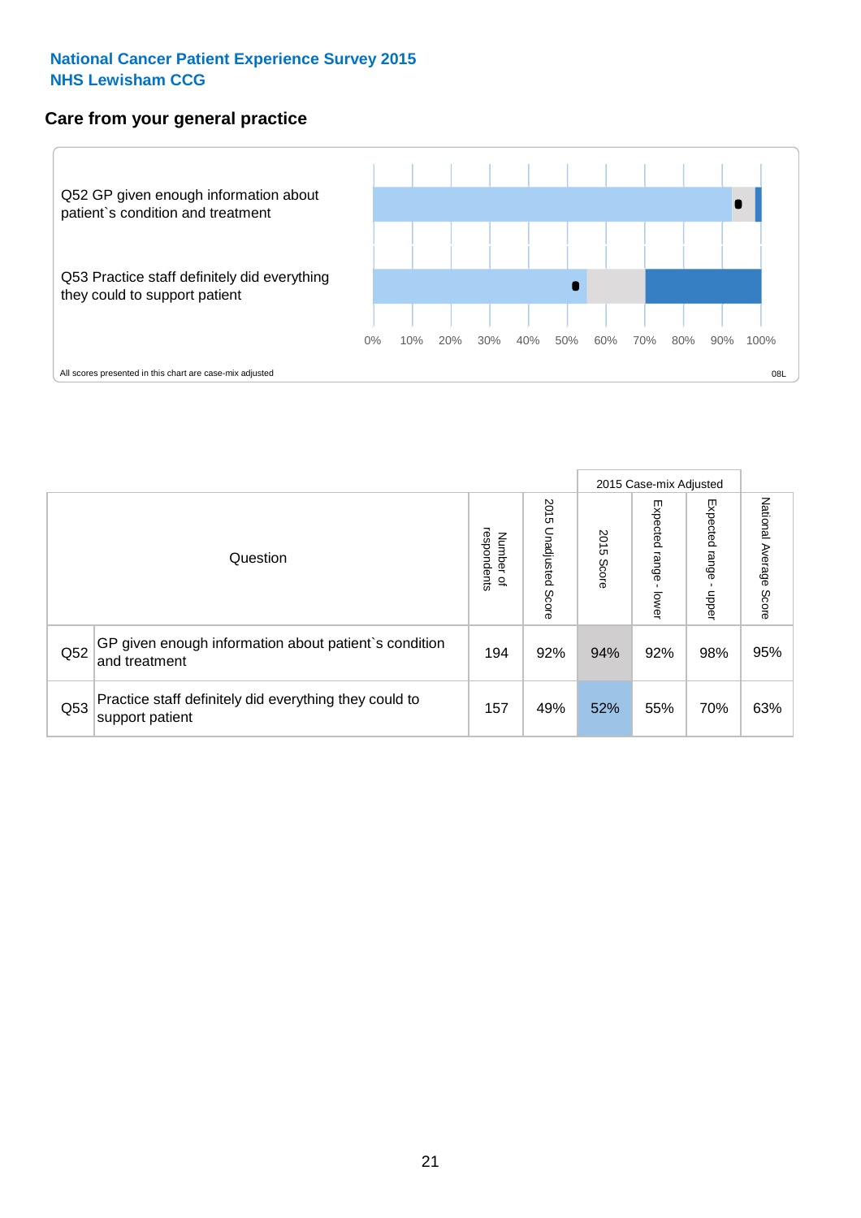**National Cancer Patient Experience Survey 2015**
**NHS Lewisham CCG**

## Care from your general practice

Q52 GP given enough information about patient`s condition and treatment

Q53 Practice staff definitely did everything they could to support patient

0% 10% 20% 30% 40% 50% 60% 70% 80% 90% 100%

All scores presented in this chart are case-mix adjusted

08L

| | Question | Number of respondents | 2015 Unadjusted Score | 2015 Case-mix Adjusted: 2015 Score | 2015 Case-mix Adjusted: Expected range - lower | 2015 Case-mix Adjusted: Expected range - upper | National Average Score |
|---|---|---|---|---|---|---|---|
| Q52 | GP given enough information about patient`s condition and treatment | 194 | 92% | 94% | 92% | 98% | 95% |
| Q53 | Practice staff definitely did everything they could to support patient | 157 | 49% | 52% | 55% | 70% | 63% |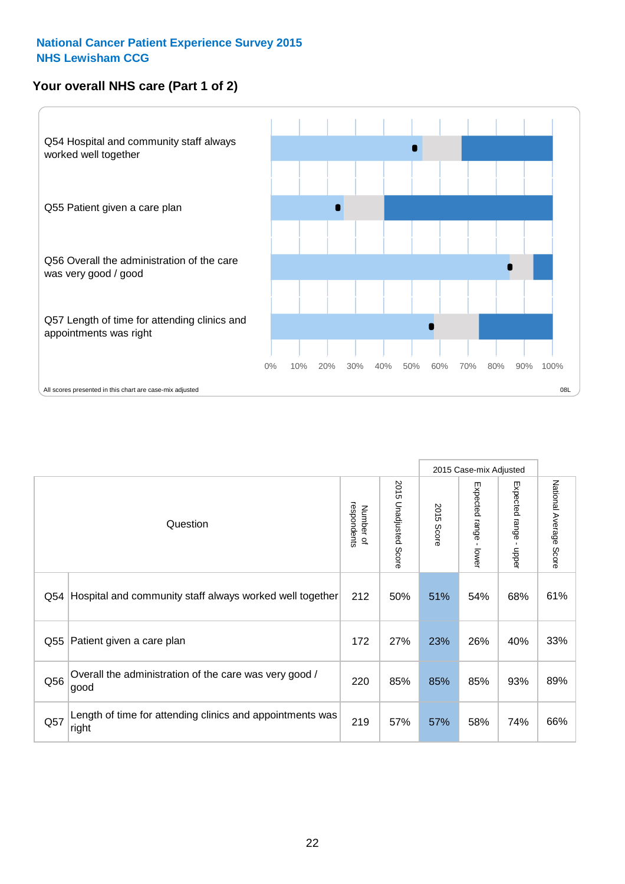**National Cancer Patient Experience Survey 2015**
**NHS Lewisham CCG**

## Your overall NHS care (Part 1 of 2)

Q54 Hospital and community staff always worked well together

Q55 Patient given a care plan

Q56 Overall the administration of the care was very good / good

Q57 Length of time for attending clinics and appointments was right

0% 10% 20% 30% 40% 50% 60% 70% 80% 90% 100%

All scores presented in this chart are case-mix adjusted

08L

| | Question | Number of respondents | 2015 Unadjusted Score | 2015 Case-mix Adjusted | | | National Average Score |
|---|---|---|---|---|---|---|---|
| | | | | 2015 Score | Expected range - lower | Expected range - upper | |
| Q54 | Hospital and community staff always worked well together | 212 | 50% | 51% | 54% | 68% | 61% |
| Q55 | Patient given a care plan | 172 | 27% | 23% | 26% | 40% | 33% |
| Q56 | Overall the administration of the care was very good / good | 220 | 85% | 85% | 85% | 93% | 89% |
| Q57 | Length of time for attending clinics and appointments was right | 219 | 57% | 57% | 58% | 74% | 66% |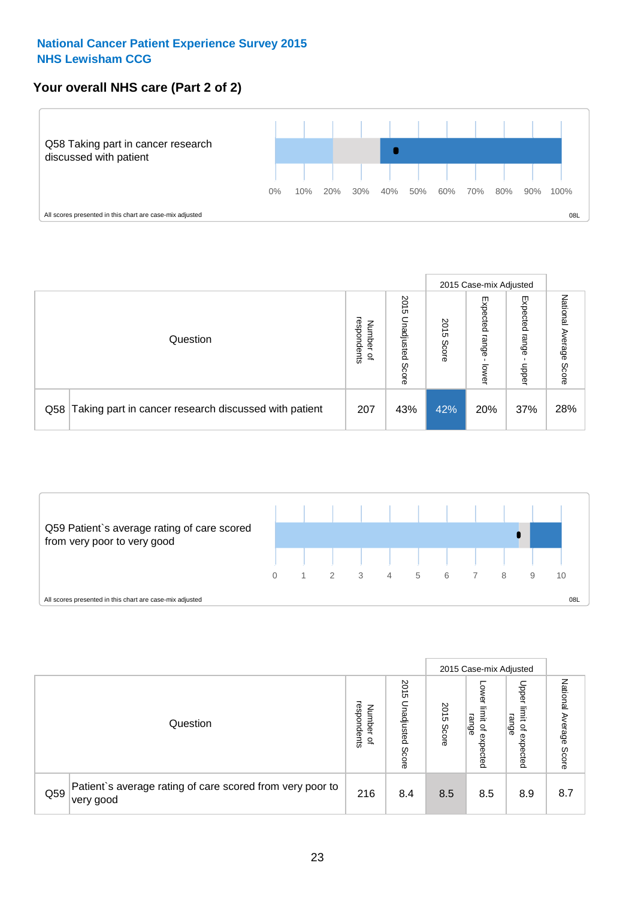**National Cancer Patient Experience Survey 2015**
**NHS Lewisham CCG**

## Your overall NHS care (Part 2 of 2)

Q58 Taking part in cancer research discussed with patient

0% 10% 20% 30% 40% 50% 60% 70% 80% 90% 100%

All scores presented in this chart are case-mix adjusted

08L

| Question | | Number of respondents | 2015 Unadjusted Score | 2015 Case-mix Adjusted | | | National Average Score |
|---|---|---|---|---|---|---|---|
| | | | | 2015 Score | Expected range - lower | Expected range - upper | |
| Q58 | Taking part in cancer research discussed with patient | 207 | 43% | 42% | 20% | 37% | 28% |

Q59 Patient`s average rating of care scored from very poor to very good

0 1 2 3 4 5 6 7 8 9 10

All scores presented in this chart are case-mix adjusted

08L

| Question | | Number of respondents | 2015 Unadjusted Score | 2015 Case-mix Adjusted | | | National Average Score |
|---|---|---|---|---|---|---|---|
| | | | | 2015 Score | Lower limit of expected range | Upper limit of expected range | |
| Q59 | Patient`s average rating of care scored from very poor to very good | 216 | 8.4 | 8.5 | 8.5 | 8.9 | 8.7 |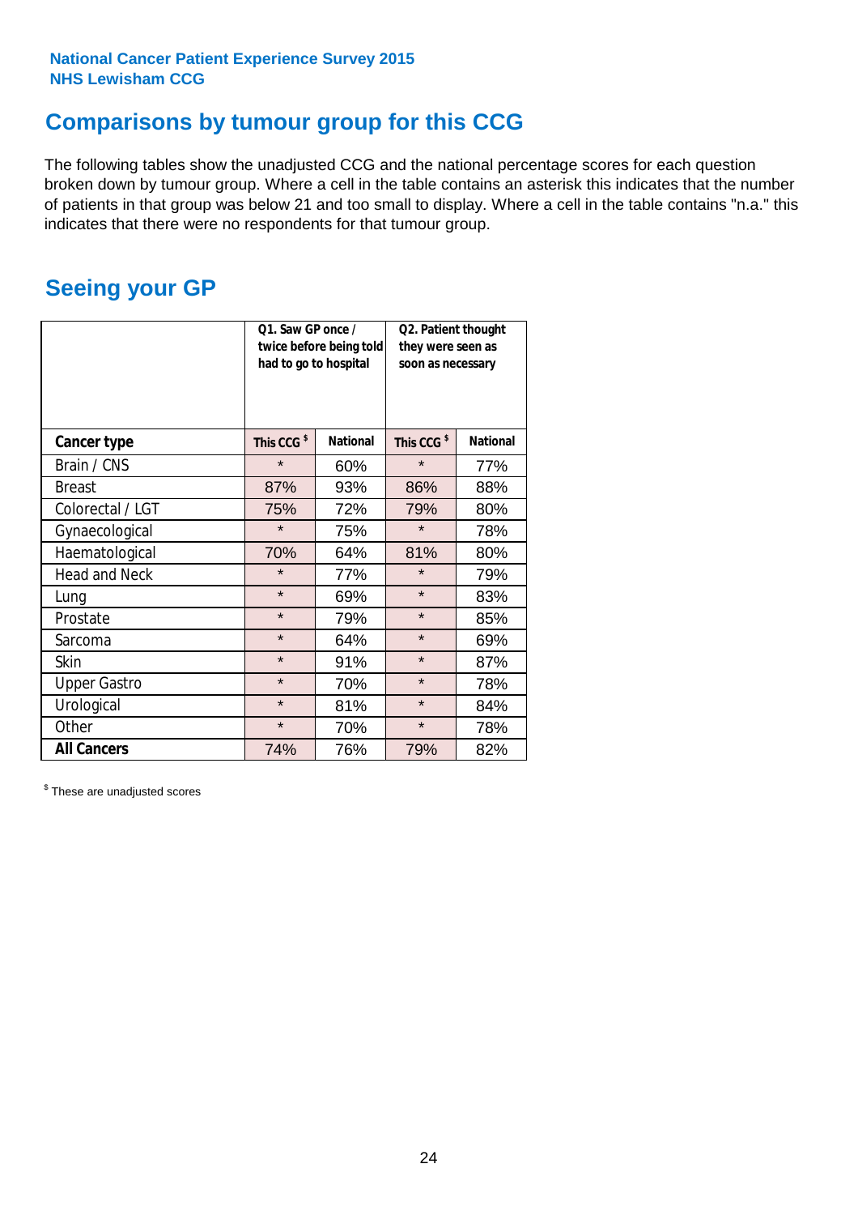National Cancer Patient Experience Survey 2015
NHS Lewisham CCG

# Comparisons by tumour group for this CCG

The following tables show the unadjusted CCG and the national percentage scores for each question broken down by tumour group. Where a cell in the table contains an asterisk this indicates that the number of patients in that group was below 21 and too small to display. Where a cell in the table contains "n.a." this indicates that there were no respondents for that tumour group.

## Seeing your GP

| | Q1. Saw GP once / twice before being told had to go to hospital | | Q2. Patient thought they were seen as soon as necessary | |
|---|---|---|---|---|
| **Cancer type** | This CCG $ | National | This CCG $ | National |
| Brain / CNS | * | 60% | * | 77% |
| Breast | 87% | 93% | 86% | 88% |
| Colorectal / LGT | 75% | 72% | 79% | 80% |
| Gynaecological | * | 75% | * | 78% |
| Haematological | 70% | 64% | 81% | 80% |
| Head and Neck | * | 77% | * | 79% |
| Lung | * | 69% | * | 83% |
| Prostate | * | 79% | * | 85% |
| Sarcoma | * | 64% | * | 69% |
| Skin | * | 91% | * | 87% |
| Upper Gastro | * | 70% | * | 78% |
| Urological | * | 81% | * | 84% |
| Other | * | 70% | * | 78% |
| **All Cancers** | 74% | 76% | 79% | 82% |

$ These are unadjusted scores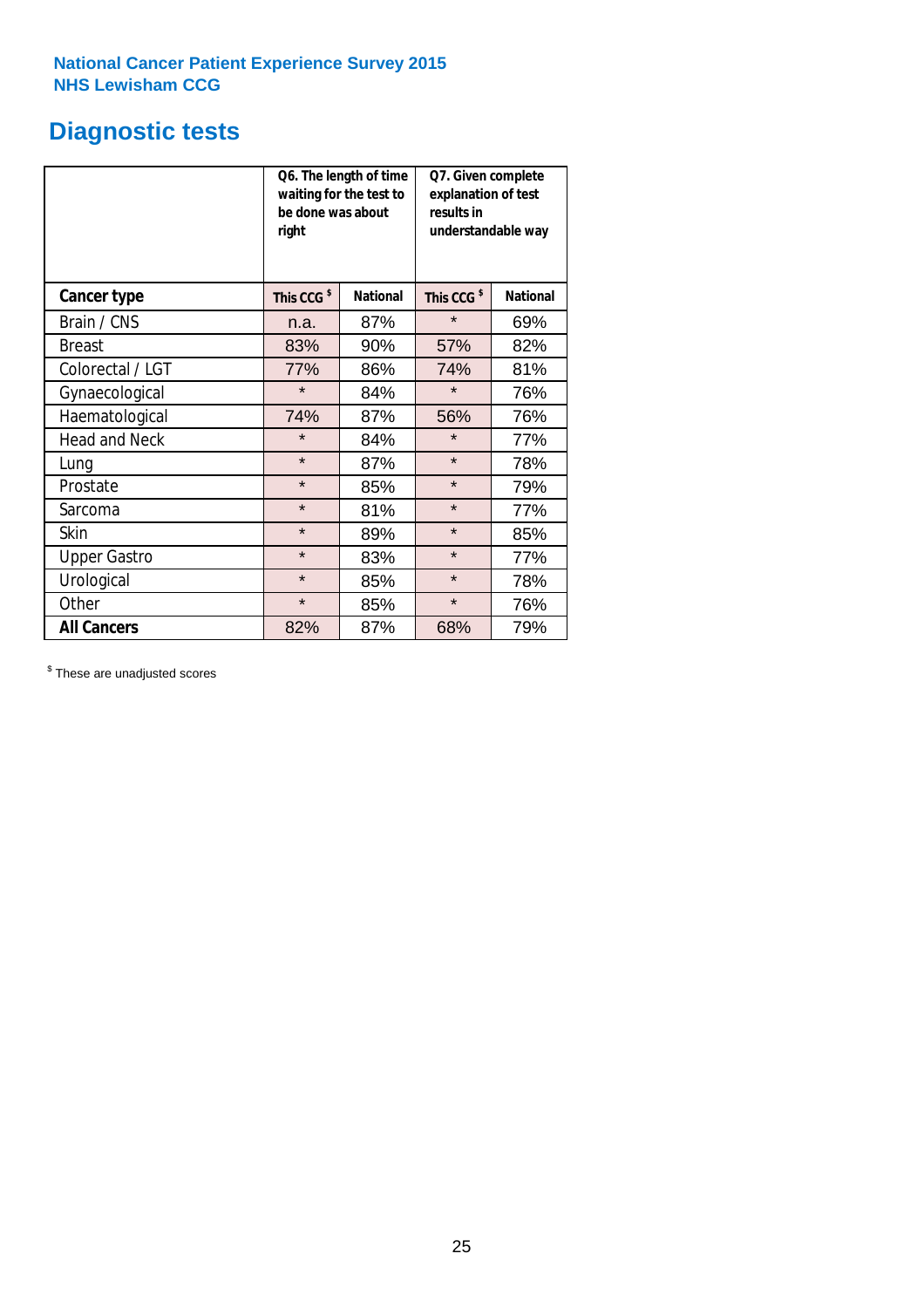National Cancer Patient Experience Survey 2015
NHS Lewisham CCG

## Diagnostic tests

| | Q6. The length of time waiting for the test to be done was about right | | Q7. Given complete explanation of test results in understandable way | |
|---|---|---|---|---|
| **Cancer type** | **This CCG $** | **National** | **This CCG $** | **National** |
| Brain / CNS | n.a. | 87% | * | 69% |
| Breast | 83% | 90% | 57% | 82% |
| Colorectal / LGT | 77% | 86% | 74% | 81% |
| Gynaecological | * | 84% | * | 76% |
| Haematological | 74% | 87% | 56% | 76% |
| Head and Neck | * | 84% | * | 77% |
| Lung | * | 87% | * | 78% |
| Prostate | * | 85% | * | 79% |
| Sarcoma | * | 81% | * | 77% |
| Skin | * | 89% | * | 85% |
| Upper Gastro | * | 83% | * | 77% |
| Urological | * | 85% | * | 78% |
| Other | * | 85% | * | 76% |
| **All Cancers** | 82% | 87% | 68% | 79% |

$ These are unadjusted scores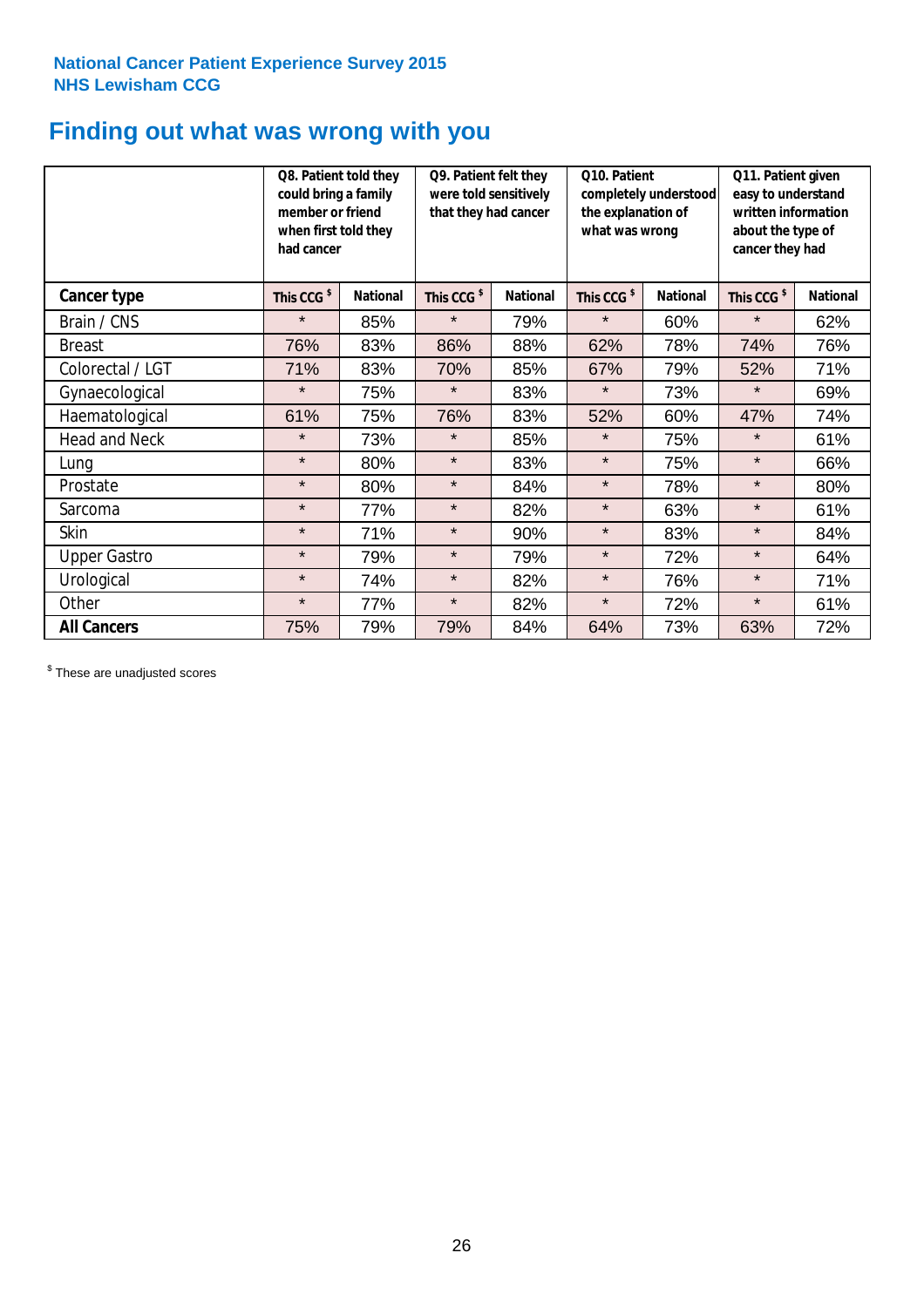**National Cancer Patient Experience Survey 2015**
**NHS Lewisham CCG**

# Finding out what was wrong with you

| | Q8. Patient told they could bring a family member or friend when first told they had cancer | | Q9. Patient felt they were told sensitively that they had cancer | | Q10. Patient completely understood the explanation of what was wrong | | Q11. Patient given easy to understand written information about the type of cancer they had | |
|---|---|---|---|---|---|---|---|---|
| **Cancer type** | **This CCG $** | **National** | **This CCG $** | **National** | **This CCG $** | **National** | **This CCG $** | **National** |
| Brain / CNS | * | 85% | * | 79% | * | 60% | * | 62% |
| Breast | 76% | 83% | 86% | 88% | 62% | 78% | 74% | 76% |
| Colorectal / LGT | 71% | 83% | 70% | 85% | 67% | 79% | 52% | 71% |
| Gynaecological | * | 75% | * | 83% | * | 73% | * | 69% |
| Haematological | 61% | 75% | 76% | 83% | 52% | 60% | 47% | 74% |
| Head and Neck | * | 73% | * | 85% | * | 75% | * | 61% |
| Lung | * | 80% | * | 83% | * | 75% | * | 66% |
| Prostate | * | 80% | * | 84% | * | 78% | * | 80% |
| Sarcoma | * | 77% | * | 82% | * | 63% | * | 61% |
| Skin | * | 71% | * | 90% | * | 83% | * | 84% |
| Upper Gastro | * | 79% | * | 79% | * | 72% | * | 64% |
| Urological | * | 74% | * | 82% | * | 76% | * | 71% |
| Other | * | 77% | * | 82% | * | 72% | * | 61% |
| **All Cancers** | 75% | 79% | 79% | 84% | 64% | 73% | 63% | 72% |

$ These are unadjusted scores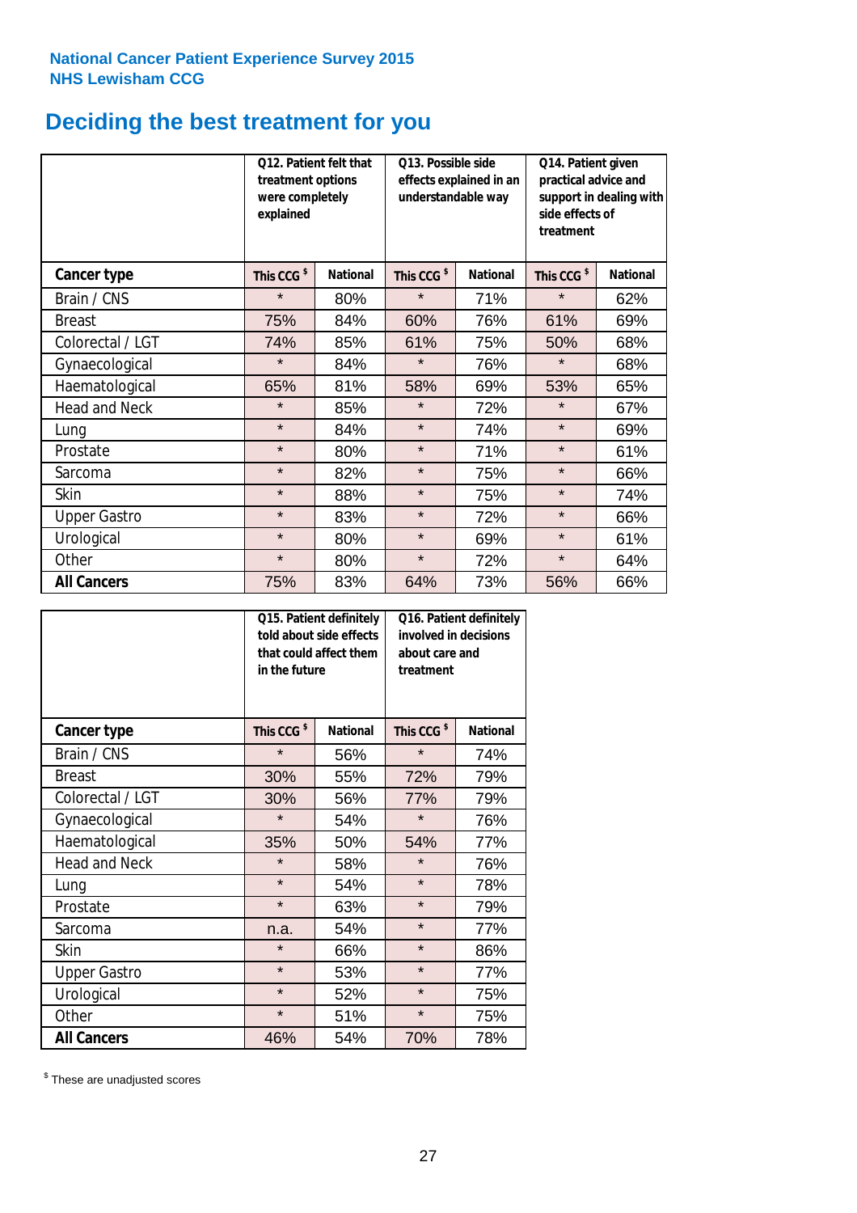National Cancer Patient Experience Survey 2015
NHS Lewisham CCG

# Deciding the best treatment for you

| | Q12. Patient felt that treatment options were completely explained | | Q13. Possible side effects explained in an understandable way | | Q14. Patient given practical advice and support in dealing with side effects of treatment | |
|---|---|---|---|---|---|---|
| **Cancer type** | This CCG $ | National | This CCG $ | National | This CCG $ | National |
| Brain / CNS | * | 80% | * | 71% | * | 62% |
| Breast | 75% | 84% | 60% | 76% | 61% | 69% |
| Colorectal / LGT | 74% | 85% | 61% | 75% | 50% | 68% |
| Gynaecological | * | 84% | * | 76% | * | 68% |
| Haematological | 65% | 81% | 58% | 69% | 53% | 65% |
| Head and Neck | * | 85% | * | 72% | * | 67% |
| Lung | * | 84% | * | 74% | * | 69% |
| Prostate | * | 80% | * | 71% | * | 61% |
| Sarcoma | * | 82% | * | 75% | * | 66% |
| Skin | * | 88% | * | 75% | * | 74% |
| Upper Gastro | * | 83% | * | 72% | * | 66% |
| Urological | * | 80% | * | 69% | * | 61% |
| Other | * | 80% | * | 72% | * | 64% |
| **All Cancers** | 75% | 83% | 64% | 73% | 56% | 66% |

| | Q15. Patient definitely told about side effects that could affect them in the future | | Q16. Patient definitely involved in decisions about care and treatment | |
|---|---|---|---|---|
| **Cancer type** | This CCG $ | National | This CCG $ | National |
| Brain / CNS | * | 56% | * | 74% |
| Breast | 30% | 55% | 72% | 79% |
| Colorectal / LGT | 30% | 56% | 77% | 79% |
| Gynaecological | * | 54% | * | 76% |
| Haematological | 35% | 50% | 54% | 77% |
| Head and Neck | * | 58% | * | 76% |
| Lung | * | 54% | * | 78% |
| Prostate | * | 63% | * | 79% |
| Sarcoma | n.a. | 54% | * | 77% |
| Skin | * | 66% | * | 86% |
| Upper Gastro | * | 53% | * | 77% |
| Urological | * | 52% | * | 75% |
| Other | * | 51% | * | 75% |
| **All Cancers** | 46% | 54% | 70% | 78% |

$ These are unadjusted scores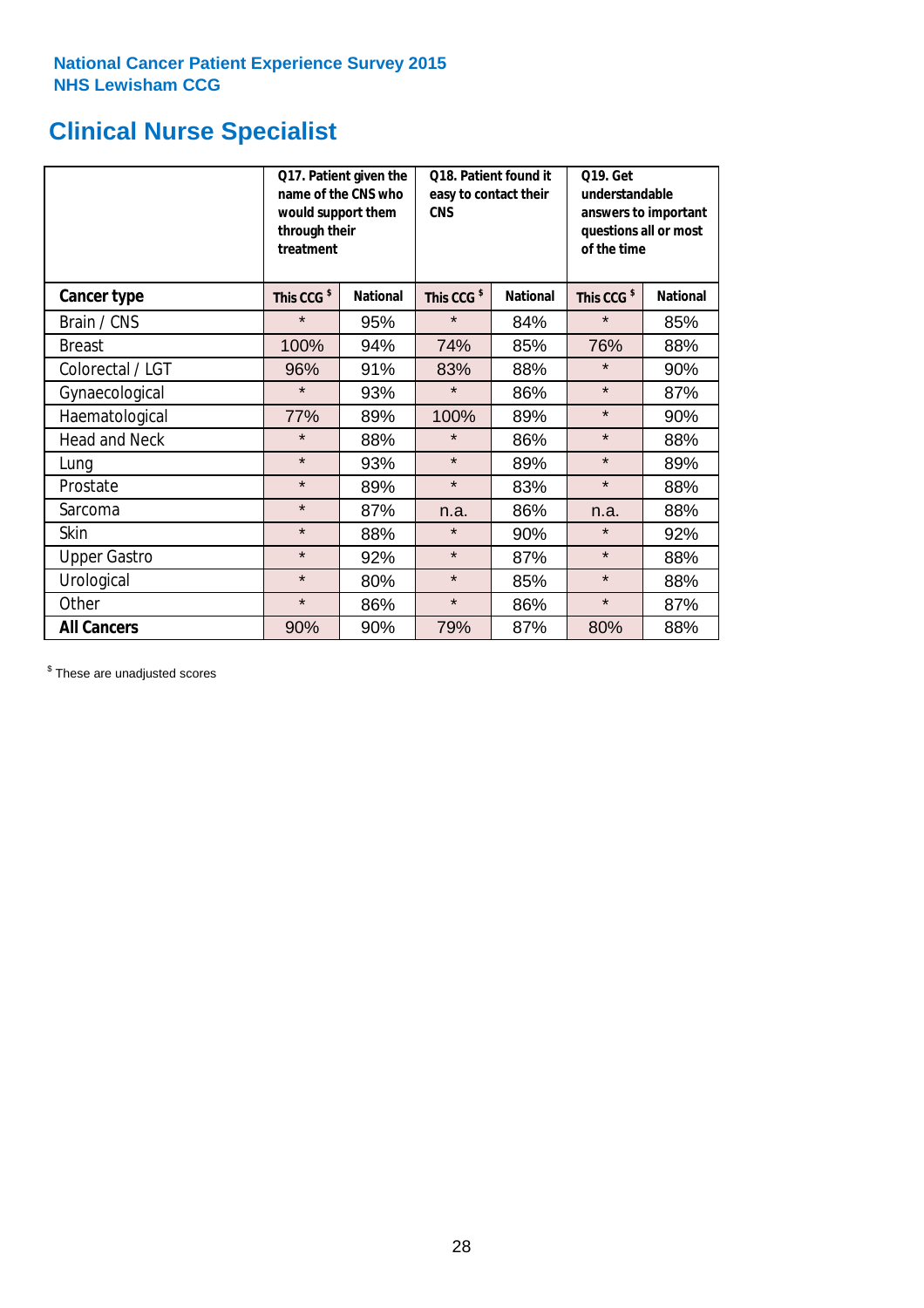**National Cancer Patient Experience Survey 2015**
**NHS Lewisham CCG**

# Clinical Nurse Specialist

| | Q17. Patient given the name of the CNS who would support them through their treatment | | Q18. Patient found it easy to contact their CNS | | Q19. Get understandable answers to important questions all or most of the time | |
|---|---|---|---|---|---|---|
| **Cancer type** | **This CCG $** | **National** | **This CCG $** | **National** | **This CCG $** | **National** |
| Brain / CNS | * | 95% | * | 84% | * | 85% |
| Breast | 100% | 94% | 74% | 85% | 76% | 88% |
| Colorectal / LGT | 96% | 91% | 83% | 88% | * | 90% |
| Gynaecological | * | 93% | * | 86% | * | 87% |
| Haematological | 77% | 89% | 100% | 89% | * | 90% |
| Head and Neck | * | 88% | * | 86% | * | 88% |
| Lung | * | 93% | * | 89% | * | 89% |
| Prostate | * | 89% | * | 83% | * | 88% |
| Sarcoma | * | 87% | n.a. | 86% | n.a. | 88% |
| Skin | * | 88% | * | 90% | * | 92% |
| Upper Gastro | * | 92% | * | 87% | * | 88% |
| Urological | * | 80% | * | 85% | * | 88% |
| Other | * | 86% | * | 86% | * | 87% |
| **All Cancers** | 90% | 90% | 79% | 87% | 80% | 88% |

$ These are unadjusted scores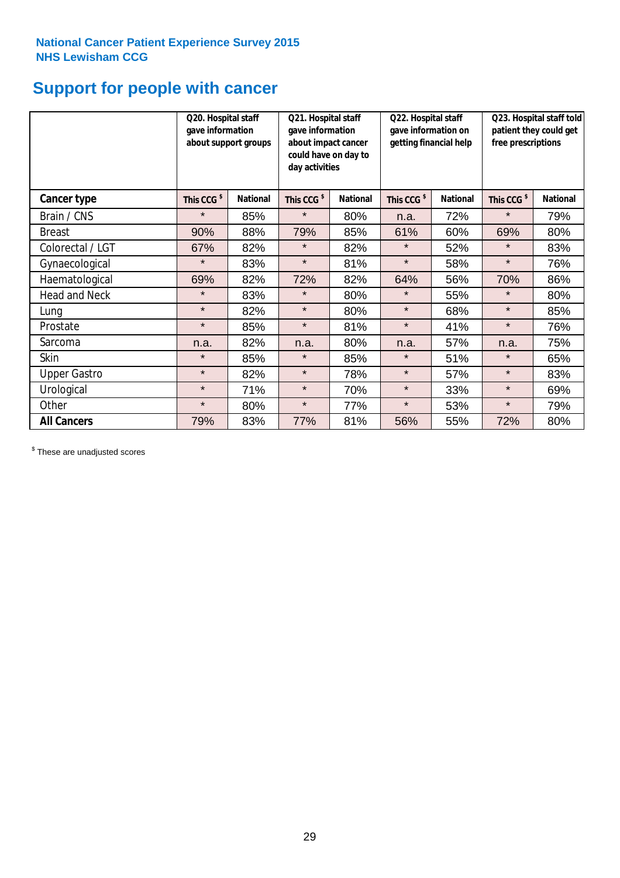National Cancer Patient Experience Survey 2015
NHS Lewisham CCG

# Support for people with cancer

| | Q20. Hospital staff gave information about support groups | | Q21. Hospital staff gave information about impact cancer could have on day to day activities | | Q22. Hospital staff gave information on getting financial help | | Q23. Hospital staff told patient they could get free prescriptions | |
|---|---|---|---|---|---|---|---|---|
| **Cancer type** | **This CCG $** | **National** | **This CCG $** | **National** | **This CCG $** | **National** | **This CCG $** | **National** |
| Brain / CNS | * | 85% | * | 80% | n.a. | 72% | * | 79% |
| Breast | 90% | 88% | 79% | 85% | 61% | 60% | 69% | 80% |
| Colorectal / LGT | 67% | 82% | * | 82% | * | 52% | * | 83% |
| Gynaecological | * | 83% | * | 81% | * | 58% | * | 76% |
| Haematological | 69% | 82% | 72% | 82% | 64% | 56% | 70% | 86% |
| Head and Neck | * | 83% | * | 80% | * | 55% | * | 80% |
| Lung | * | 82% | * | 80% | * | 68% | * | 85% |
| Prostate | * | 85% | * | 81% | * | 41% | * | 76% |
| Sarcoma | n.a. | 82% | n.a. | 80% | n.a. | 57% | n.a. | 75% |
| Skin | * | 85% | * | 85% | * | 51% | * | 65% |
| Upper Gastro | * | 82% | * | 78% | * | 57% | * | 83% |
| Urological | * | 71% | * | 70% | * | 33% | * | 69% |
| Other | * | 80% | * | 77% | * | 53% | * | 79% |
| **All Cancers** | 79% | 83% | 77% | 81% | 56% | 55% | 72% | 80% |

$ These are unadjusted scores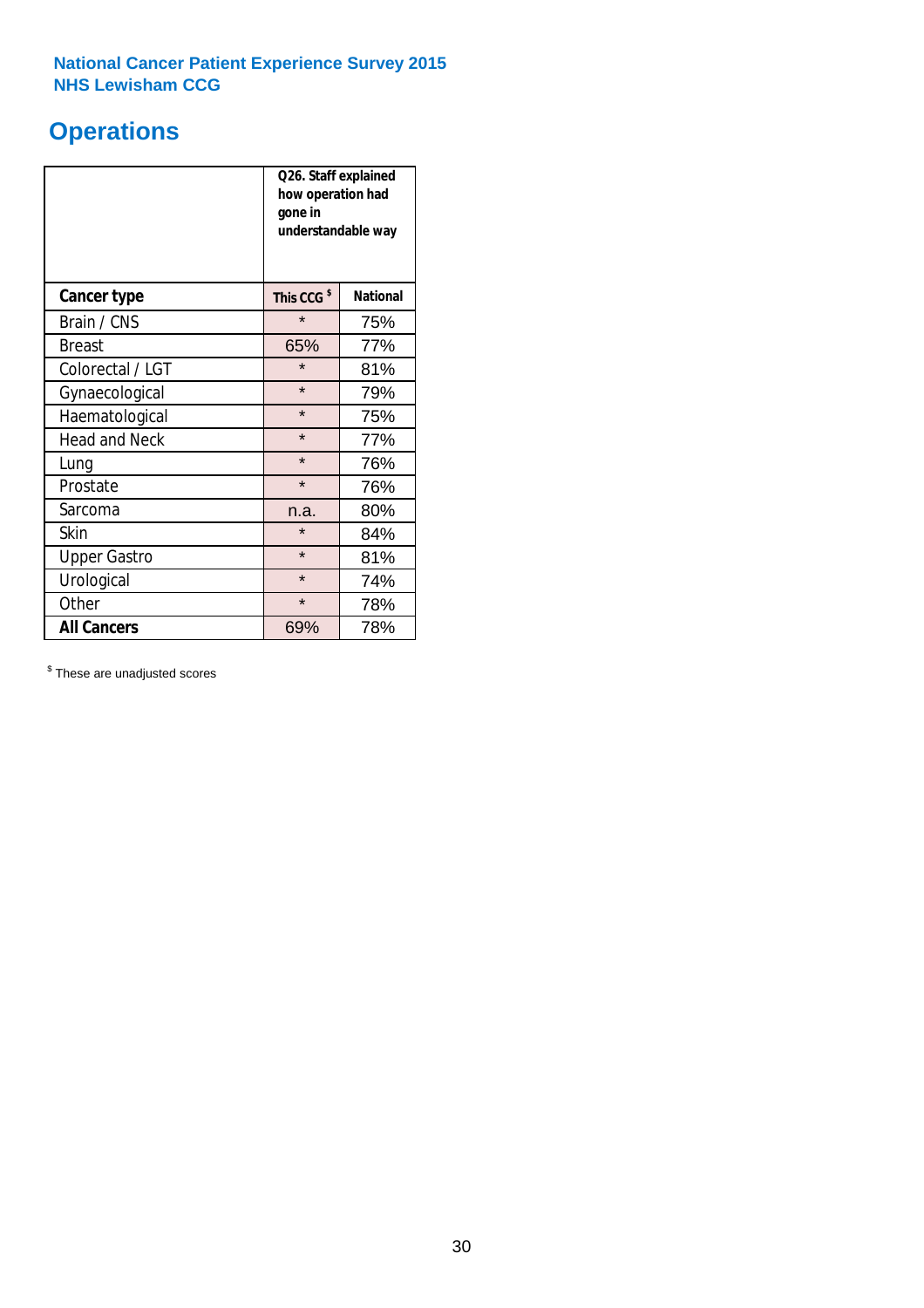**National Cancer Patient Experience Survey 2015**
**NHS Lewisham CCG**

# Operations

| | Q26. Staff explained how operation had gone in understandable way | |
|---|---|---|
| **Cancer type** | **This CCG $** | **National** |
| Brain / CNS | * | 75% |
| Breast | 65% | 77% |
| Colorectal / LGT | * | 81% |
| Gynaecological | * | 79% |
| Haematological | * | 75% |
| Head and Neck | * | 77% |
| Lung | * | 76% |
| Prostate | * | 76% |
| Sarcoma | n.a. | 80% |
| Skin | * | 84% |
| Upper Gastro | * | 81% |
| Urological | * | 74% |
| Other | * | 78% |
| **All Cancers** | 69% | 78% |

$ These are unadjusted scores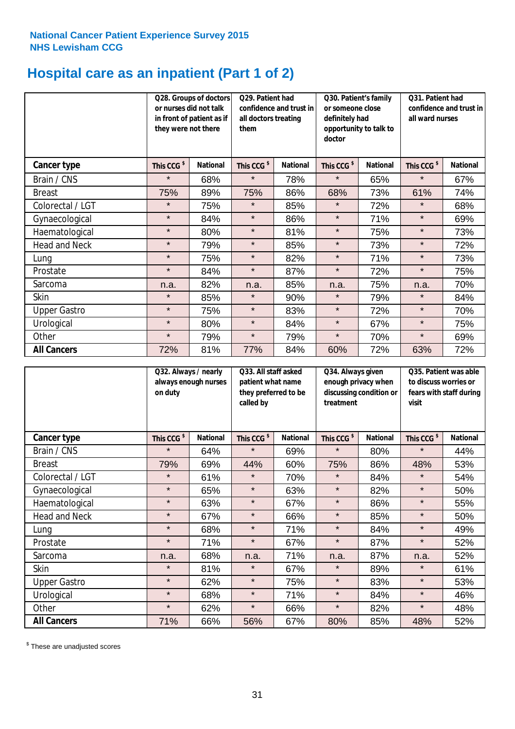**National Cancer Patient Experience Survey 2015**
**NHS Lewisham CCG**

# Hospital care as an inpatient (Part 1 of 2)

| | Q28. Groups of doctors or nurses did not talk in front of patient as if they were not there | | Q29. Patient had confidence and trust in all doctors treating them | | Q30. Patient's family or someone close definitely had opportunity to talk to doctor | | Q31. Patient had confidence and trust in all ward nurses | |
|---|---|---|---|---|---|---|---|---|
| **Cancer type** | **This CCG $** | **National** | **This CCG $** | **National** | **This CCG $** | **National** | **This CCG $** | **National** |
| Brain / CNS | * | 68% | * | 78% | * | 65% | * | 67% |
| Breast | 75% | 89% | 75% | 86% | 68% | 73% | 61% | 74% |
| Colorectal / LGT | * | 75% | * | 85% | * | 72% | * | 68% |
| Gynaecological | * | 84% | * | 86% | * | 71% | * | 69% |
| Haematological | * | 80% | * | 81% | * | 75% | * | 73% |
| Head and Neck | * | 79% | * | 85% | * | 73% | * | 72% |
| Lung | * | 75% | * | 82% | * | 71% | * | 73% |
| Prostate | * | 84% | * | 87% | * | 72% | * | 75% |
| Sarcoma | n.a. | 82% | n.a. | 85% | n.a. | 75% | n.a. | 70% |
| Skin | * | 85% | * | 90% | * | 79% | * | 84% |
| Upper Gastro | * | 75% | * | 83% | * | 72% | * | 70% |
| Urological | * | 80% | * | 84% | * | 67% | * | 75% |
| Other | * | 79% | * | 79% | * | 70% | * | 69% |
| **All Cancers** | 72% | 81% | 77% | 84% | 60% | 72% | 63% | 72% |

| | Q32. Always / nearly always enough nurses on duty | | Q33. All staff asked patient what name they preferred to be called by | | Q34. Always given enough privacy when discussing condition or treatment | | Q35. Patient was able to discuss worries or fears with staff during visit | |
|---|---|---|---|---|---|---|---|---|
| **Cancer type** | **This CCG $** | **National** | **This CCG $** | **National** | **This CCG $** | **National** | **This CCG $** | **National** |
| Brain / CNS | * | 64% | * | 69% | * | 80% | * | 44% |
| Breast | 79% | 69% | 44% | 60% | 75% | 86% | 48% | 53% |
| Colorectal / LGT | * | 61% | * | 70% | * | 84% | * | 54% |
| Gynaecological | * | 65% | * | 63% | * | 82% | * | 50% |
| Haematological | * | 63% | * | 67% | * | 86% | * | 55% |
| Head and Neck | * | 67% | * | 66% | * | 85% | * | 50% |
| Lung | * | 68% | * | 71% | * | 84% | * | 49% |
| Prostate | * | 71% | * | 67% | * | 87% | * | 52% |
| Sarcoma | n.a. | 68% | n.a. | 71% | n.a. | 87% | n.a. | 52% |
| Skin | * | 81% | * | 67% | * | 89% | * | 61% |
| Upper Gastro | * | 62% | * | 75% | * | 83% | * | 53% |
| Urological | * | 68% | * | 71% | * | 84% | * | 46% |
| Other | * | 62% | * | 66% | * | 82% | * | 48% |
| **All Cancers** | 71% | 66% | 56% | 67% | 80% | 85% | 48% | 52% |

$ These are unadjusted scores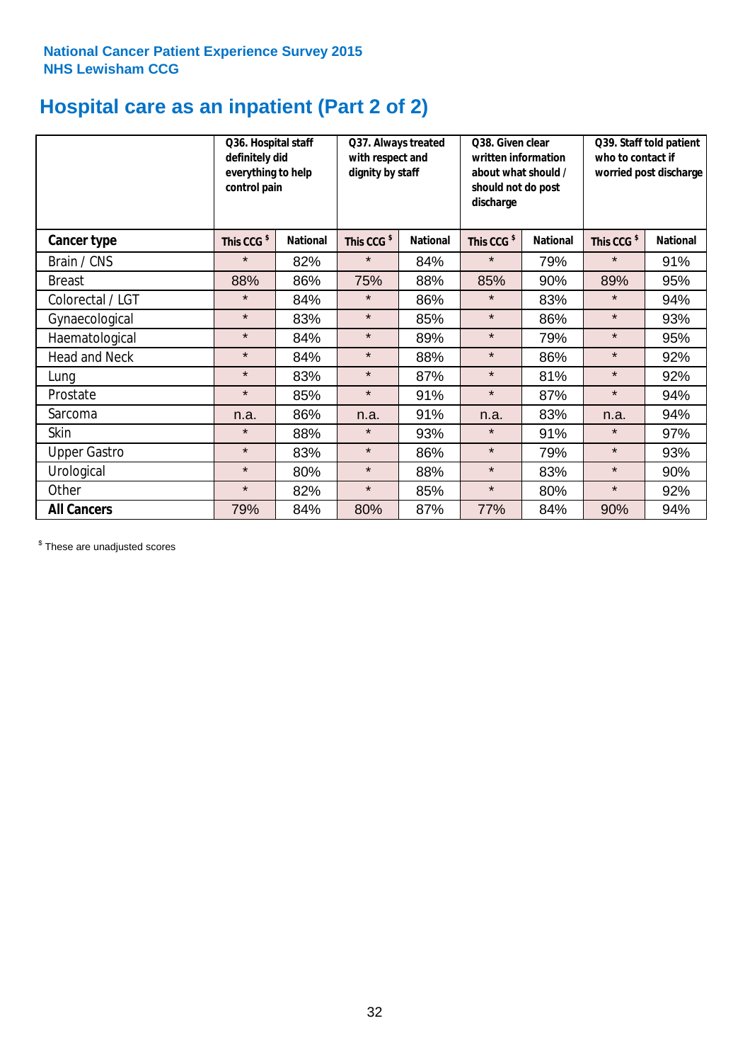National Cancer Patient Experience Survey 2015
NHS Lewisham CCG

# Hospital care as an inpatient (Part 2 of 2)

| | Q36. Hospital staff definitely did everything to help control pain | | Q37. Always treated with respect and dignity by staff | | Q38. Given clear written information about what should / should not do post discharge | | Q39. Staff told patient who to contact if worried post discharge | |
|---|---|---|---|---|---|---|---|---|
| **Cancer type** | **This CCG $** | **National** | **This CCG $** | **National** | **This CCG $** | **National** | **This CCG $** | **National** |
| Brain / CNS | * | 82% | * | 84% | * | 79% | * | 91% |
| Breast | 88% | 86% | 75% | 88% | 85% | 90% | 89% | 95% |
| Colorectal / LGT | * | 84% | * | 86% | * | 83% | * | 94% |
| Gynaecological | * | 83% | * | 85% | * | 86% | * | 93% |
| Haematological | * | 84% | * | 89% | * | 79% | * | 95% |
| Head and Neck | * | 84% | * | 88% | * | 86% | * | 92% |
| Lung | * | 83% | * | 87% | * | 81% | * | 92% |
| Prostate | * | 85% | * | 91% | * | 87% | * | 94% |
| Sarcoma | n.a. | 86% | n.a. | 91% | n.a. | 83% | n.a. | 94% |
| Skin | * | 88% | * | 93% | * | 91% | * | 97% |
| Upper Gastro | * | 83% | * | 86% | * | 79% | * | 93% |
| Urological | * | 80% | * | 88% | * | 83% | * | 90% |
| Other | * | 82% | * | 85% | * | 80% | * | 92% |
| **All Cancers** | 79% | 84% | 80% | 87% | 77% | 84% | 90% | 94% |

$ These are unadjusted scores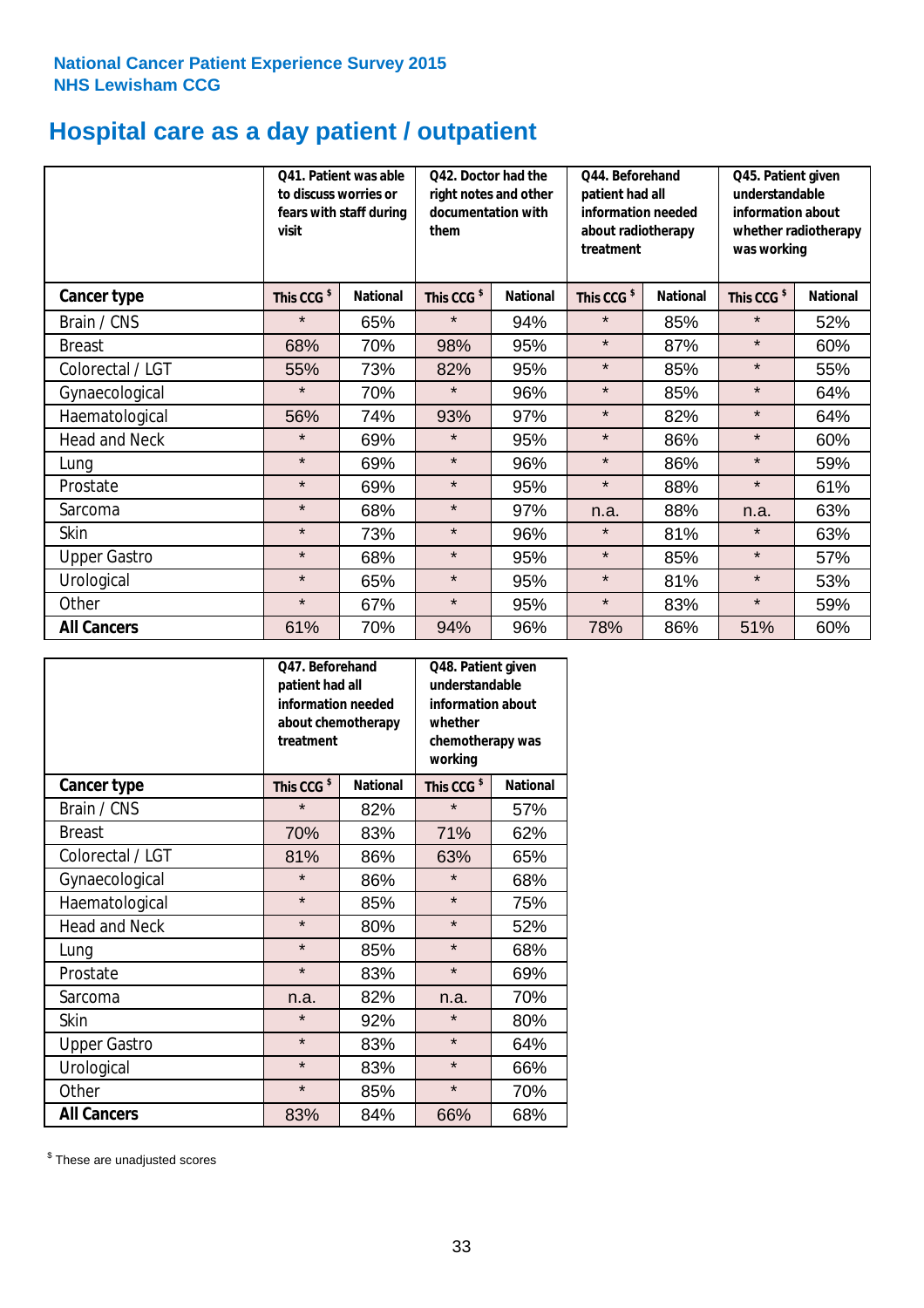National Cancer Patient Experience Survey 2015
NHS Lewisham CCG

# Hospital care as a day patient / outpatient

| | Q41. Patient was able to discuss worries or fears with staff during visit | | Q42. Doctor had the right notes and other documentation with them | | Q44. Beforehand patient had all information needed about radiotherapy treatment | | Q45. Patient given understandable information about whether radiotherapy was working | |
|---|---|---|---|---|---|---|---|---|
| **Cancer type** | **This CCG $** | **National** | **This CCG $** | **National** | **This CCG $** | **National** | **This CCG $** | **National** |
| Brain / CNS | * | 65% | * | 94% | * | 85% | * | 52% |
| Breast | 68% | 70% | 98% | 95% | * | 87% | * | 60% |
| Colorectal / LGT | 55% | 73% | 82% | 95% | * | 85% | * | 55% |
| Gynaecological | * | 70% | * | 96% | * | 85% | * | 64% |
| Haematological | 56% | 74% | 93% | 97% | * | 82% | * | 64% |
| Head and Neck | * | 69% | * | 95% | * | 86% | * | 60% |
| Lung | * | 69% | * | 96% | * | 86% | * | 59% |
| Prostate | * | 69% | * | 95% | * | 88% | * | 61% |
| Sarcoma | * | 68% | * | 97% | n.a. | 88% | n.a. | 63% |
| Skin | * | 73% | * | 96% | * | 81% | * | 63% |
| Upper Gastro | * | 68% | * | 95% | * | 85% | * | 57% |
| Urological | * | 65% | * | 95% | * | 81% | * | 53% |
| Other | * | 67% | * | 95% | * | 83% | * | 59% |
| **All Cancers** | 61% | 70% | 94% | 96% | 78% | 86% | 51% | 60% |

| | Q47. Beforehand patient had all information needed about chemotherapy treatment | | Q48. Patient given understandable information about whether chemotherapy was working | |
|---|---|---|---|---|
| **Cancer type** | **This CCG $** | **National** | **This CCG $** | **National** |
| Brain / CNS | * | 82% | * | 57% |
| Breast | 70% | 83% | 71% | 62% |
| Colorectal / LGT | 81% | 86% | 63% | 65% |
| Gynaecological | * | 86% | * | 68% |
| Haematological | * | 85% | * | 75% |
| Head and Neck | * | 80% | * | 52% |
| Lung | * | 85% | * | 68% |
| Prostate | * | 83% | * | 69% |
| Sarcoma | n.a. | 82% | n.a. | 70% |
| Skin | * | 92% | * | 80% |
| Upper Gastro | * | 83% | * | 64% |
| Urological | * | 83% | * | 66% |
| Other | * | 85% | * | 70% |
| **All Cancers** | 83% | 84% | 66% | 68% |

$ These are unadjusted scores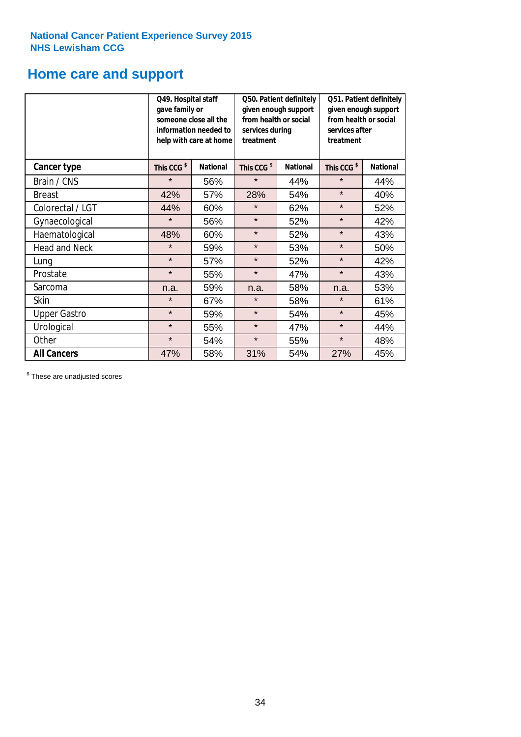National Cancer Patient Experience Survey 2015
NHS Lewisham CCG

# Home care and support

| | Q49. Hospital staff gave family or someone close all the information needed to help with care at home | | Q50. Patient definitely given enough support from health or social services during treatment | | Q51. Patient definitely given enough support from health or social services after treatment | |
|---|---|---|---|---|---|---|
| **Cancer type** | This CCG $ | National | This CCG $ | National | This CCG $ | National |
| Brain / CNS | * | 56% | * | 44% | * | 44% |
| Breast | 42% | 57% | 28% | 54% | * | 40% |
| Colorectal / LGT | 44% | 60% | * | 62% | * | 52% |
| Gynaecological | * | 56% | * | 52% | * | 42% |
| Haematological | 48% | 60% | * | 52% | * | 43% |
| Head and Neck | * | 59% | * | 53% | * | 50% |
| Lung | * | 57% | * | 52% | * | 42% |
| Prostate | * | 55% | * | 47% | * | 43% |
| Sarcoma | n.a. | 59% | n.a. | 58% | n.a. | 53% |
| Skin | * | 67% | * | 58% | * | 61% |
| Upper Gastro | * | 59% | * | 54% | * | 45% |
| Urological | * | 55% | * | 47% | * | 44% |
| Other | * | 54% | * | 55% | * | 48% |
| **All Cancers** | 47% | 58% | 31% | 54% | 27% | 45% |

$ These are unadjusted scores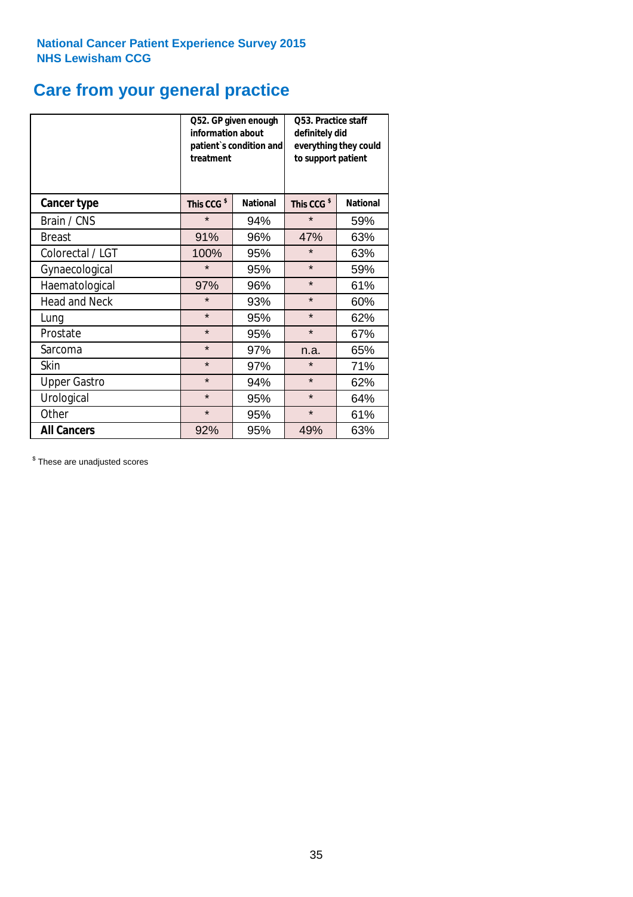National Cancer Patient Experience Survey 2015
NHS Lewisham CCG

## Care from your general practice

| | Q52. GP given enough information about patient`s condition and treatment | | Q53. Practice staff definitely did everything they could to support patient | |
|---|---|---|---|---|
| **Cancer type** | **This CCG $** | **National** | **This CCG $** | **National** |
| Brain / CNS | * | 94% | * | 59% |
| Breast | 91% | 96% | 47% | 63% |
| Colorectal / LGT | 100% | 95% | * | 63% |
| Gynaecological | * | 95% | * | 59% |
| Haematological | 97% | 96% | * | 61% |
| Head and Neck | * | 93% | * | 60% |
| Lung | * | 95% | * | 62% |
| Prostate | * | 95% | * | 67% |
| Sarcoma | * | 97% | n.a. | 65% |
| Skin | * | 97% | * | 71% |
| Upper Gastro | * | 94% | * | 62% |
| Urological | * | 95% | * | 64% |
| Other | * | 95% | * | 61% |
| **All Cancers** | 92% | 95% | 49% | 63% |

$ These are unadjusted scores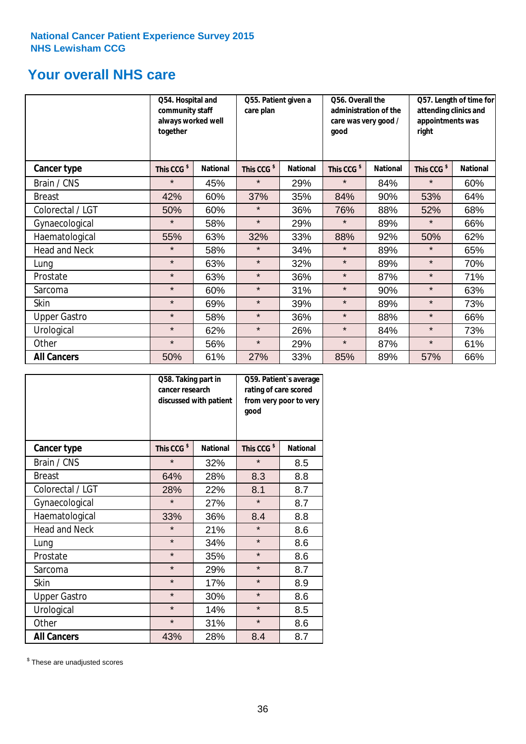National Cancer Patient Experience Survey 2015
NHS Lewisham CCG

# Your overall NHS care

| | Q54. Hospital and community staff always worked well together | | Q55. Patient given a care plan | | Q56. Overall the administration of the care was very good / good | | Q57. Length of time for attending clinics and appointments was right | |
|---|---|---|---|---|---|---|---|---|
| **Cancer type** | This CCG $ | National | This CCG $ | National | This CCG $ | National | This CCG $ | National |
| Brain / CNS | * | 45% | * | 29% | * | 84% | * | 60% |
| Breast | 42% | 60% | 37% | 35% | 84% | 90% | 53% | 64% |
| Colorectal / LGT | 50% | 60% | * | 36% | 76% | 88% | 52% | 68% |
| Gynaecological | * | 58% | * | 29% | * | 89% | * | 66% |
| Haematological | 55% | 63% | 32% | 33% | 88% | 92% | 50% | 62% |
| Head and Neck | * | 58% | * | 34% | * | 89% | * | 65% |
| Lung | * | 63% | * | 32% | * | 89% | * | 70% |
| Prostate | * | 63% | * | 36% | * | 87% | * | 71% |
| Sarcoma | * | 60% | * | 31% | * | 90% | * | 63% |
| Skin | * | 69% | * | 39% | * | 89% | * | 73% |
| Upper Gastro | * | 58% | * | 36% | * | 88% | * | 66% |
| Urological | * | 62% | * | 26% | * | 84% | * | 73% |
| Other | * | 56% | * | 29% | * | 87% | * | 61% |
| **All Cancers** | 50% | 61% | 27% | 33% | 85% | 89% | 57% | 66% |

| | Q58. Taking part in cancer research discussed with patient | | Q59. Patient`s average rating of care scored from very poor to very good | |
|---|---|---|---|---|
| **Cancer type** | This CCG $ | National | This CCG $ | National |
| Brain / CNS | * | 32% | * | 8.5 |
| Breast | 64% | 28% | 8.3 | 8.8 |
| Colorectal / LGT | 28% | 22% | 8.1 | 8.7 |
| Gynaecological | * | 27% | * | 8.7 |
| Haematological | 33% | 36% | 8.4 | 8.8 |
| Head and Neck | * | 21% | * | 8.6 |
| Lung | * | 34% | * | 8.6 |
| Prostate | * | 35% | * | 8.6 |
| Sarcoma | * | 29% | * | 8.7 |
| Skin | * | 17% | * | 8.9 |
| Upper Gastro | * | 30% | * | 8.6 |
| Urological | * | 14% | * | 8.5 |
| Other | * | 31% | * | 8.6 |
| **All Cancers** | 43% | 28% | 8.4 | 8.7 |

$ These are unadjusted scores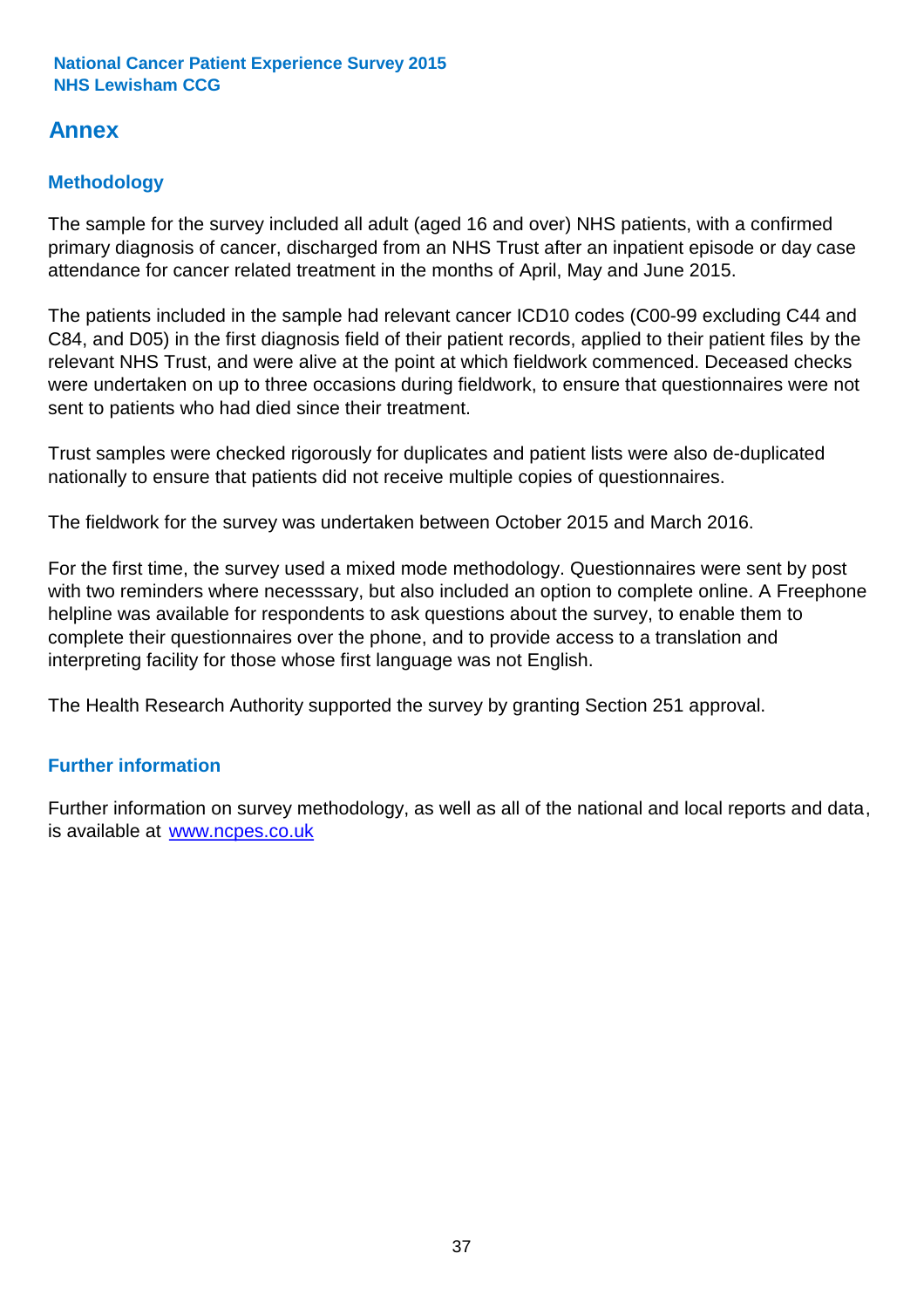# Annex

## Methodology

The sample for the survey included all adult (aged 16 and over) NHS patients, with a confirmed primary diagnosis of cancer, discharged from an NHS Trust after an inpatient episode or day case attendance for cancer related treatment in the months of April, May and June 2015.

The patients included in the sample had relevant cancer ICD10 codes (C00-99 excluding C44 and C84, and D05) in the first diagnosis field of their patient records, applied to their patient files by the relevant NHS Trust, and were alive at the point at which fieldwork commenced. Deceased checks were undertaken on up to three occasions during fieldwork, to ensure that questionnaires were not sent to patients who had died since their treatment.

Trust samples were checked rigorously for duplicates and patient lists were also de-duplicated nationally to ensure that patients did not receive multiple copies of questionnaires.

The fieldwork for the survey was undertaken between October 2015 and March 2016.

For the first time, the survey used a mixed mode methodology. Questionnaires were sent by post with two reminders where necesssary, but also included an option to complete online. A Freephone helpline was available for respondents to ask questions about the survey, to enable them to complete their questionnaires over the phone, and to provide access to a translation and interpreting facility for those whose first language was not English.

The Health Research Authority supported the survey by granting Section 251 approval.

## Further information

Further information on survey methodology, as well as all of the national and local reports and data, is available at [www.ncpes.co.uk](http://www.ncpes.co.uk)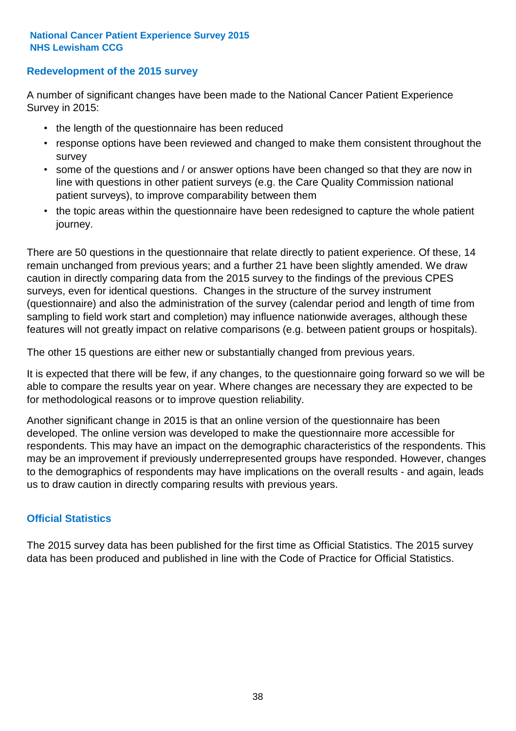## Redevelopment of the 2015 survey

A number of significant changes have been made to the National Cancer Patient Experience Survey in 2015:

- the length of the questionnaire has been reduced
- response options have been reviewed and changed to make them consistent throughout the survey
- some of the questions and / or answer options have been changed so that they are now in line with questions in other patient surveys (e.g. the Care Quality Commission national patient surveys), to improve comparability between them
- the topic areas within the questionnaire have been redesigned to capture the whole patient journey.

There are 50 questions in the questionnaire that relate directly to patient experience. Of these, 14 remain unchanged from previous years; and a further 21 have been slightly amended. We draw caution in directly comparing data from the 2015 survey to the findings of the previous CPES surveys, even for identical questions. Changes in the structure of the survey instrument (questionnaire) and also the administration of the survey (calendar period and length of time from sampling to field work start and completion) may influence nationwide averages, although these features will not greatly impact on relative comparisons (e.g. between patient groups or hospitals).

The other 15 questions are either new or substantially changed from previous years.

It is expected that there will be few, if any changes, to the questionnaire going forward so we will be able to compare the results year on year. Where changes are necessary they are expected to be for methodological reasons or to improve question reliability.

Another significant change in 2015 is that an online version of the questionnaire has been developed. The online version was developed to make the questionnaire more accessible for respondents. This may have an impact on the demographic characteristics of the respondents. This may be an improvement if previously underrepresented groups have responded. However, changes to the demographics of respondents may have implications on the overall results - and again, leads us to draw caution in directly comparing results with previous years.

## Official Statistics

The 2015 survey data has been published for the first time as Official Statistics. The 2015 survey data has been produced and published in line with the Code of Practice for Official Statistics.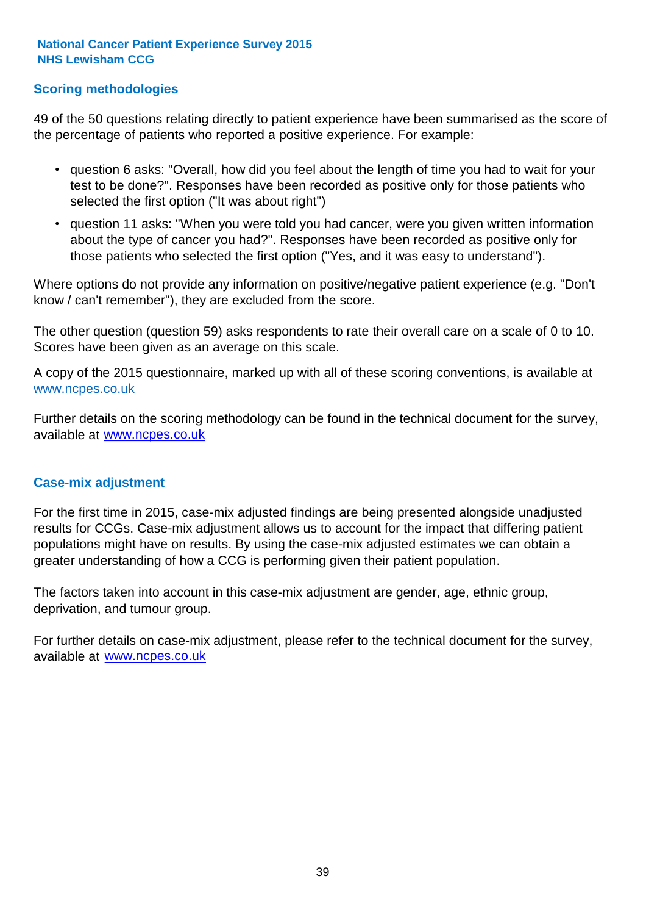## Scoring methodologies

49 of the 50 questions relating directly to patient experience have been summarised as the score of the percentage of patients who reported a positive experience. For example:

- question 6 asks: "Overall, how did you feel about the length of time you had to wait for your test to be done?". Responses have been recorded as positive only for those patients who selected the first option ("It was about right")
- question 11 asks: "When you were told you had cancer, were you given written information about the type of cancer you had?". Responses have been recorded as positive only for those patients who selected the first option ("Yes, and it was easy to understand").

Where options do not provide any information on positive/negative patient experience (e.g. "Don't know / can't remember"), they are excluded from the score.

The other question (question 59) asks respondents to rate their overall care on a scale of 0 to 10. Scores have been given as an average on this scale.

A copy of the 2015 questionnaire, marked up with all of these scoring conventions, is available at www.ncpes.co.uk

Further details on the scoring methodology can be found in the technical document for the survey, available at www.ncpes.co.uk

## Case-mix adjustment

For the first time in 2015, case-mix adjusted findings are being presented alongside unadjusted results for CCGs. Case-mix adjustment allows us to account for the impact that differing patient populations might have on results. By using the case-mix adjusted estimates we can obtain a greater understanding of how a CCG is performing given their patient population.

The factors taken into account in this case-mix adjustment are gender, age, ethnic group, deprivation, and tumour group.

For further details on case-mix adjustment, please refer to the technical document for the survey, available at www.ncpes.co.uk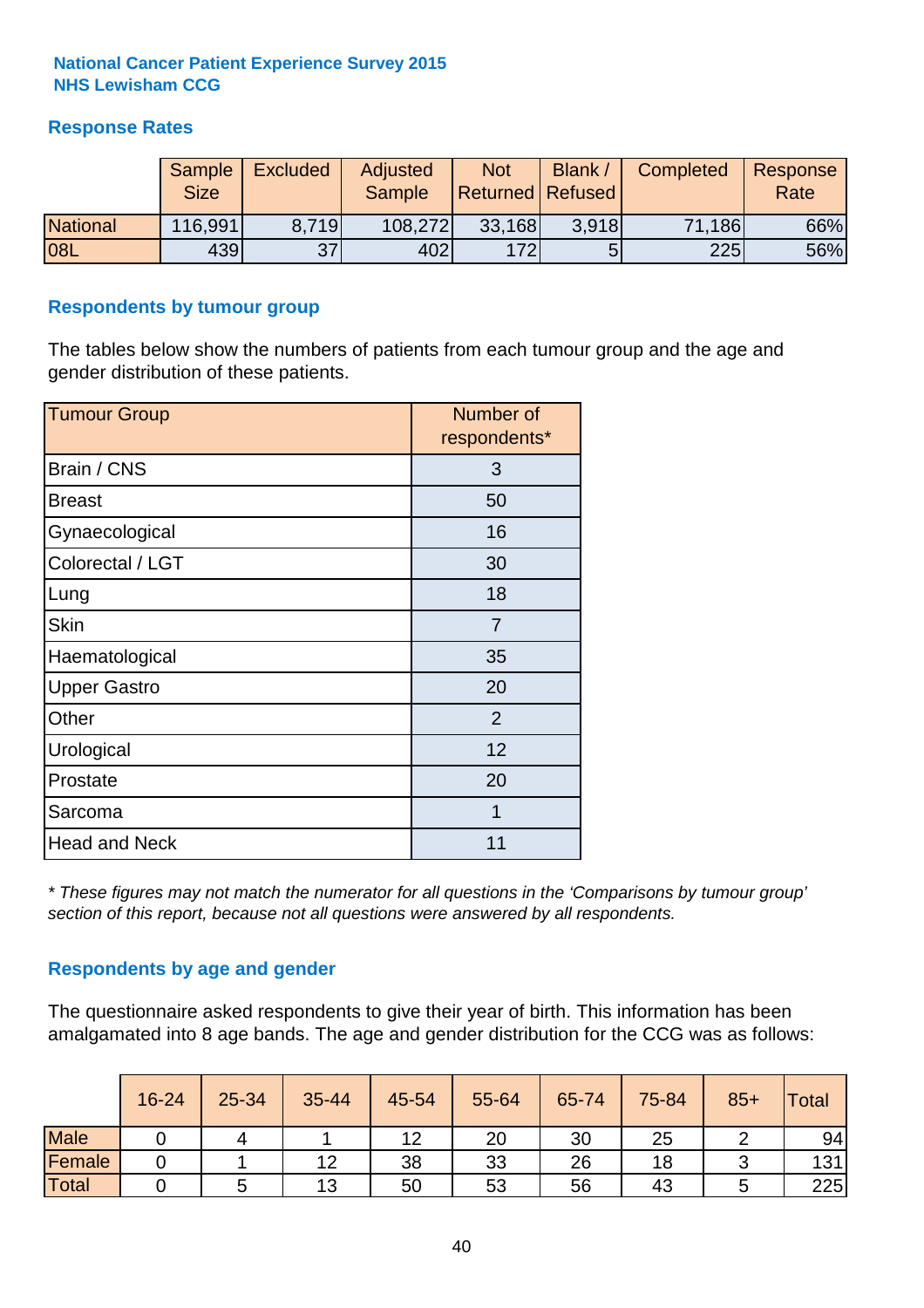**National Cancer Patient Experience Survey 2015**
**NHS Lewisham CCG**

## Response Rates

| | Sample Size | Excluded | Adjusted Sample | Not Returned | Blank / Refused | Completed | Response Rate |
|---|---|---|---|---|---|---|---|
| National | 116,991 | 8,719 | 108,272 | 33,168 | 3,918 | 71,186 | 66% |
| 08L | 439 | 37 | 402 | 172 | 5 | 225 | 56% |

## Respondents by tumour group

The tables below show the numbers of patients from each tumour group and the age and gender distribution of these patients.

| Tumour Group | Number of respondents* |
|---|---|
| Brain / CNS | 3 |
| Breast | 50 |
| Gynaecological | 16 |
| Colorectal / LGT | 30 |
| Lung | 18 |
| Skin | 7 |
| Haematological | 35 |
| Upper Gastro | 20 |
| Other | 2 |
| Urological | 12 |
| Prostate | 20 |
| Sarcoma | 1 |
| Head and Neck | 11 |

*\* These figures may not match the numerator for all questions in the 'Comparisons by tumour group' section of this report, because not all questions were answered by all respondents.*

## Respondents by age and gender

The questionnaire asked respondents to give their year of birth. This information has been amalgamated into 8 age bands. The age and gender distribution for the CCG was as follows:

| | 16-24 | 25-34 | 35-44 | 45-54 | 55-64 | 65-74 | 75-84 | 85+ | Total |
|---|---|---|---|---|---|---|---|---|---|
| Male | 0 | 4 | 1 | 12 | 20 | 30 | 25 | 2 | 94 |
| Female | 0 | 1 | 12 | 38 | 33 | 26 | 18 | 3 | 131 |
| Total | 0 | 5 | 13 | 50 | 53 | 56 | 43 | 5 | 225 |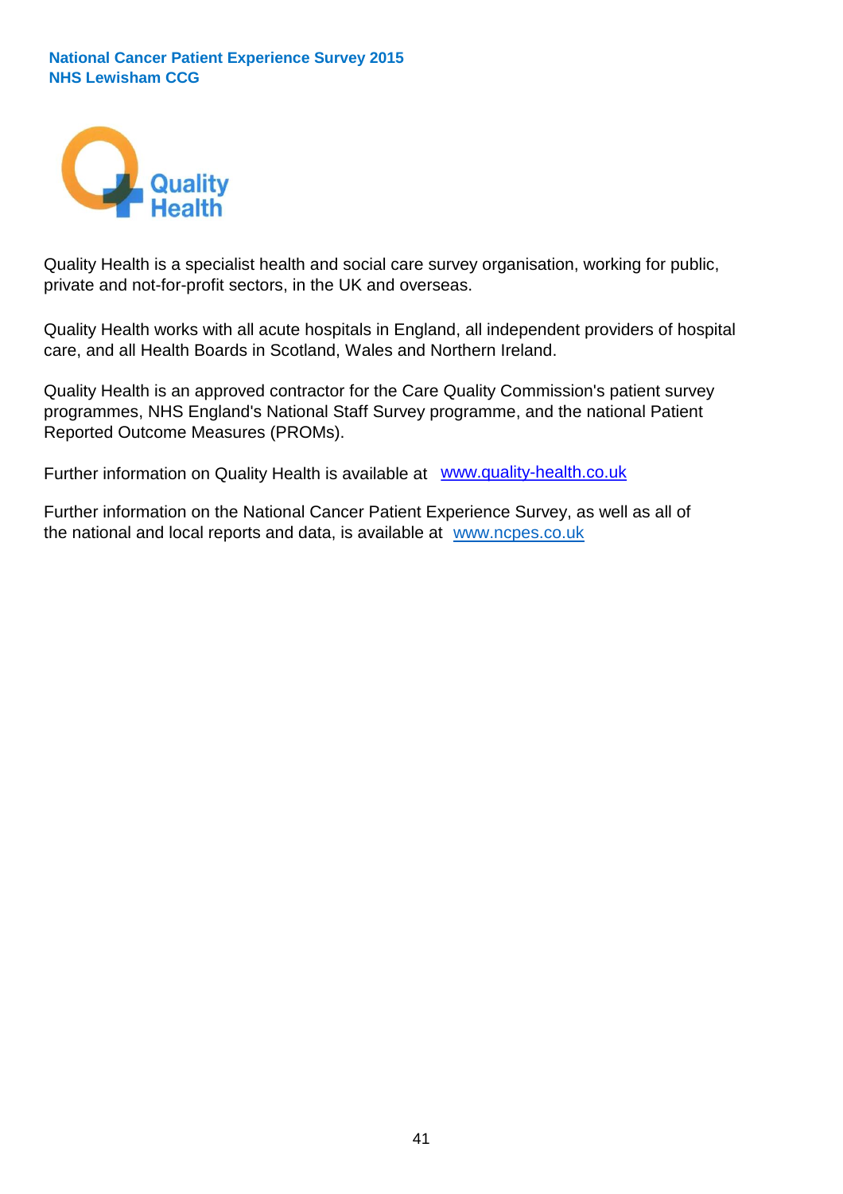Quality Health is a specialist health and social care survey organisation, working for public, private and not-for-profit sectors, in the UK and overseas.

Quality Health works with all acute hospitals in England, all independent providers of hospital care, and all Health Boards in Scotland, Wales and Northern Ireland.

Quality Health is an approved contractor for the Care Quality Commission's patient survey programmes, NHS England's National Staff Survey programme, and the national Patient Reported Outcome Measures (PROMs).

Further information on Quality Health is available at www.quality-health.co.uk

Further information on the National Cancer Patient Experience Survey, as well as all of the national and local reports and data, is available at www.ncpes.co.uk